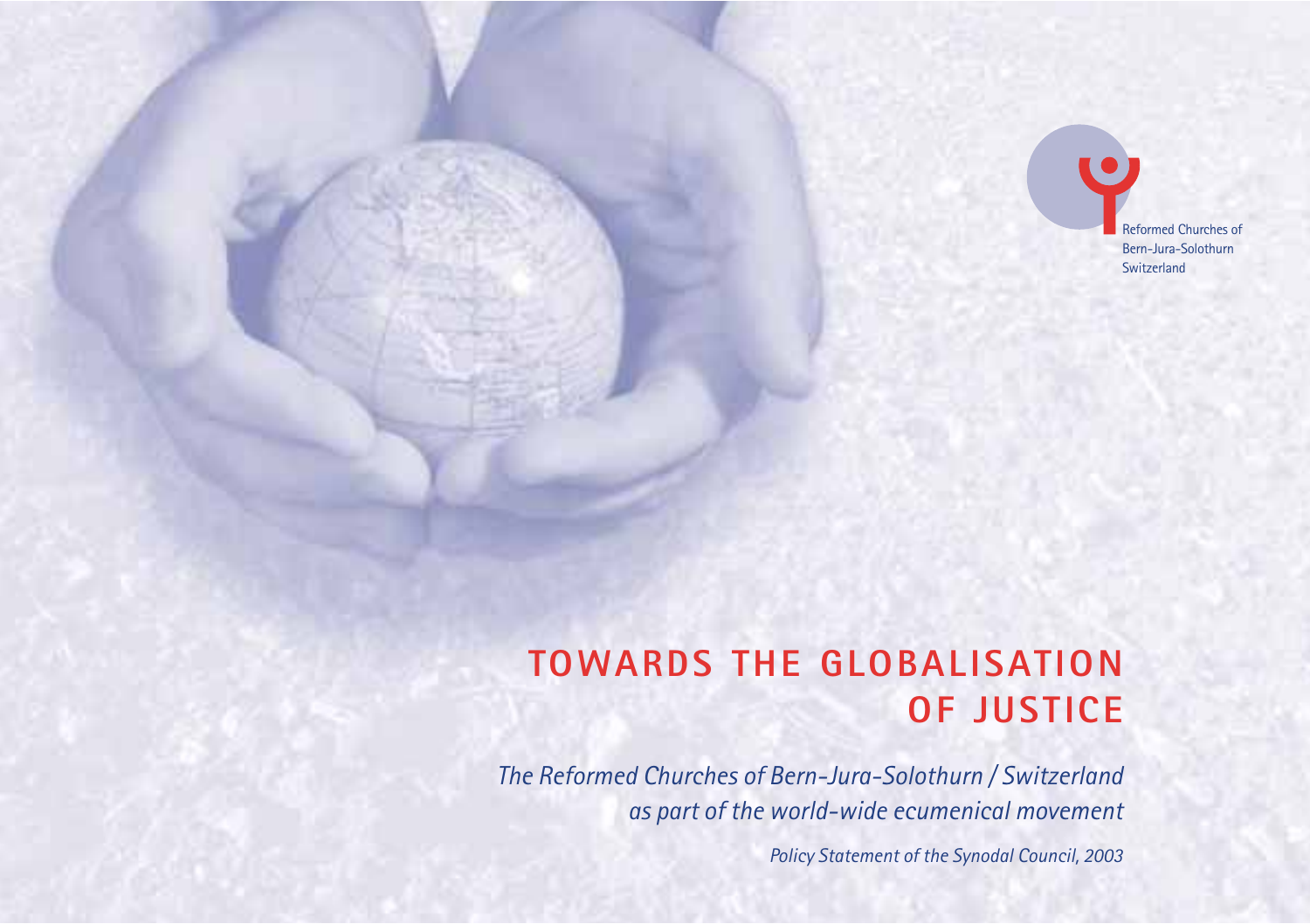Reformed Churches of
Bern-Jura-Solothurn
Switzerland

# TOWARDS THE GLOBALISATION OF JUSTICE

*The Reformed Churches of Bern-Jura-Solothurn / Switzerland as part of the world-wide ecumenical movement*

*Policy Statement of the Synodal Council, 2003*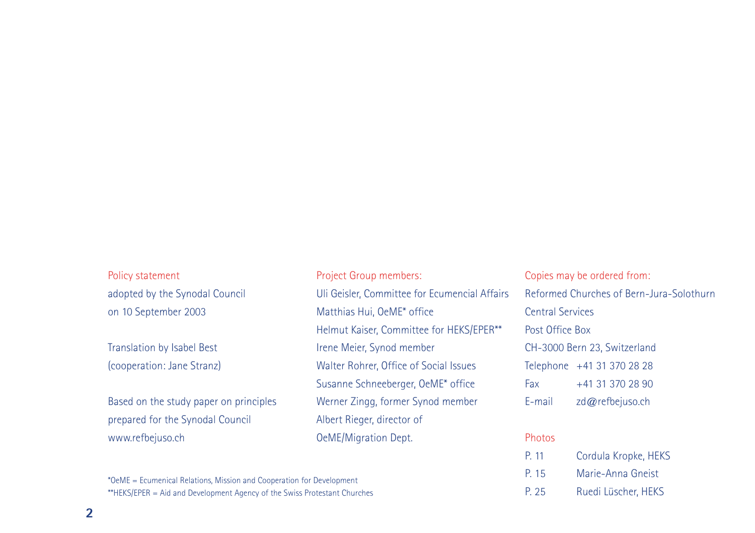Policy statement
adopted by the Synodal Council
on 10 September 2003

Translation by Isabel Best
(cooperation: Jane Stranz)

Based on the study paper on principles
prepared for the Synodal Council
www.refbejuso.ch

Project Group members:
Uli Geisler, Committee for Ecumencial Affairs
Matthias Hui, OeME* office
Helmut Kaiser, Committee for HEKS/EPER**
Irene Meier, Synod member
Walter Rohrer, Office of Social Issues
Susanne Schneeberger, OeME* office
Werner Zingg, former Synod member
Albert Rieger, director of
OeME/Migration Dept.

*OeME = Ecumenical Relations, Mission and Cooperation for Development
**HEKS/EPER = Aid and Development Agency of the Swiss Protestant Churches

Copies may be ordered from:
Reformed Churches of Bern-Jura-Solothurn
Central Services
Post Office Box
CH-3000 Bern 23, Switzerland

| | |
|---|---|
| Telephone | +41 31 370 28 28 |
| Fax | +41 31 370 28 90 |
| E-mail | zd@refbejuso.ch |

Photos

| | |
|---|---|
| P. 11 | Cordula Kropke, HEKS |
| P. 15 | Marie-Anna Gneist |
| P. 25 | Ruedi Lüscher, HEKS |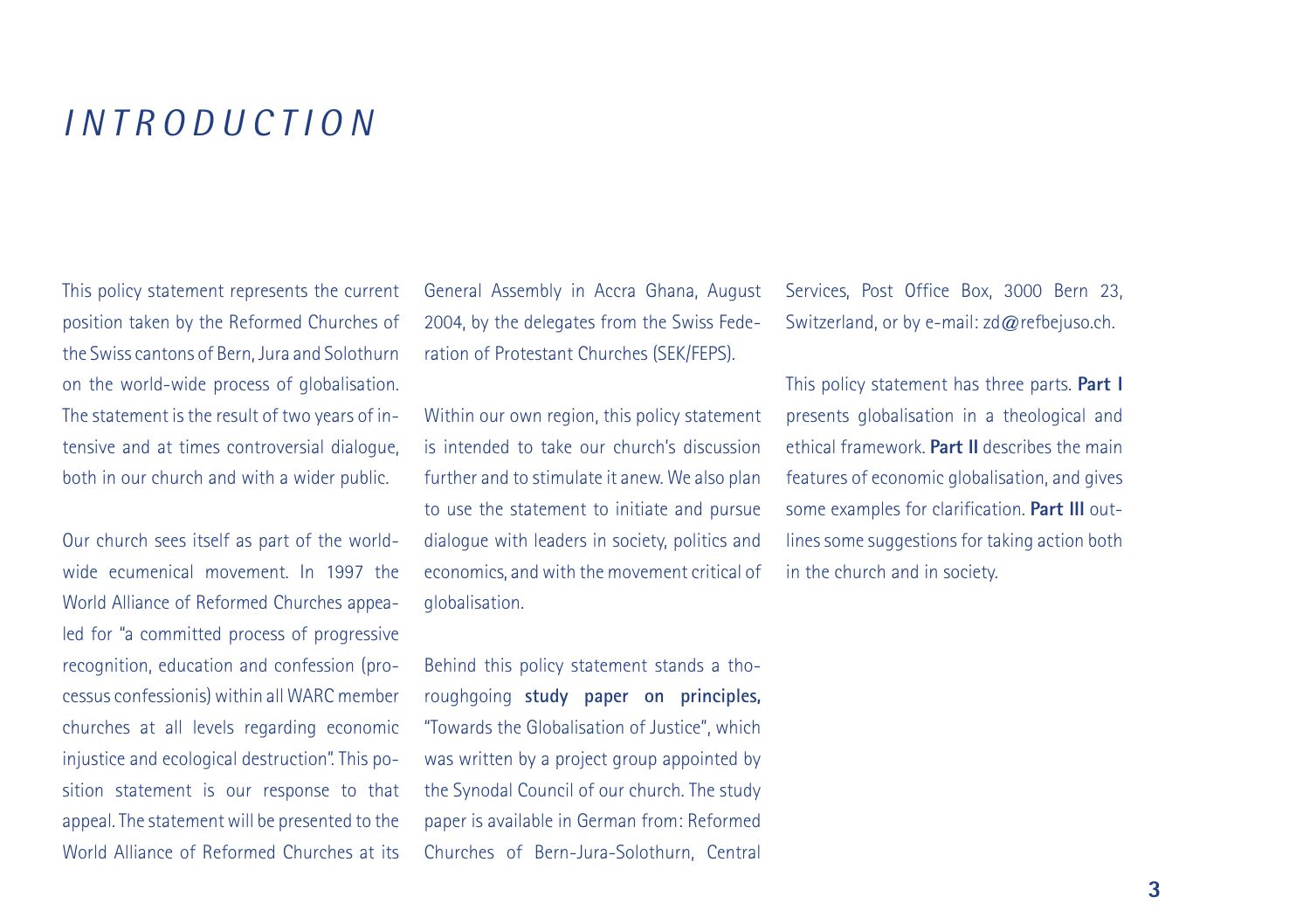# *INTRODUCTION*

This policy statement represents the current position taken by the Reformed Churches of the Swiss cantons of Bern, Jura and Solothurn on the world-wide process of globalisation. The statement is the result of two years of intensive and at times controversial dialogue, both in our church and with a wider public.

Our church sees itself as part of the worldwide ecumenical movement. In 1997 the World Alliance of Reformed Churches appealed for "a committed process of progressive recognition, education and confession (processus confessionis) within all WARC member churches at all levels regarding economic injustice and ecological destruction". This position statement is our response to that appeal. The statement will be presented to the World Alliance of Reformed Churches at its General Assembly in Accra Ghana, August 2004, by the delegates from the Swiss Federation of Protestant Churches (SEK/FEPS).

Within our own region, this policy statement is intended to take our church's discussion further and to stimulate it anew. We also plan to use the statement to initiate and pursue dialogue with leaders in society, politics and economics, and with the movement critical of globalisation.

Behind this policy statement stands a thoroughgoing **study paper on principles,** "Towards the Globalisation of Justice", which was written by a project group appointed by the Synodal Council of our church. The study paper is available in German from: Reformed Churches of Bern-Jura-Solothurn, Central Services, Post Office Box, 3000 Bern 23, Switzerland, or by e-mail: zd@refbejuso.ch.

This policy statement has three parts. **Part I** presents globalisation in a theological and ethical framework. **Part II** describes the main features of economic globalisation, and gives some examples for clarification. **Part III** outlines some suggestions for taking action both in the church and in society.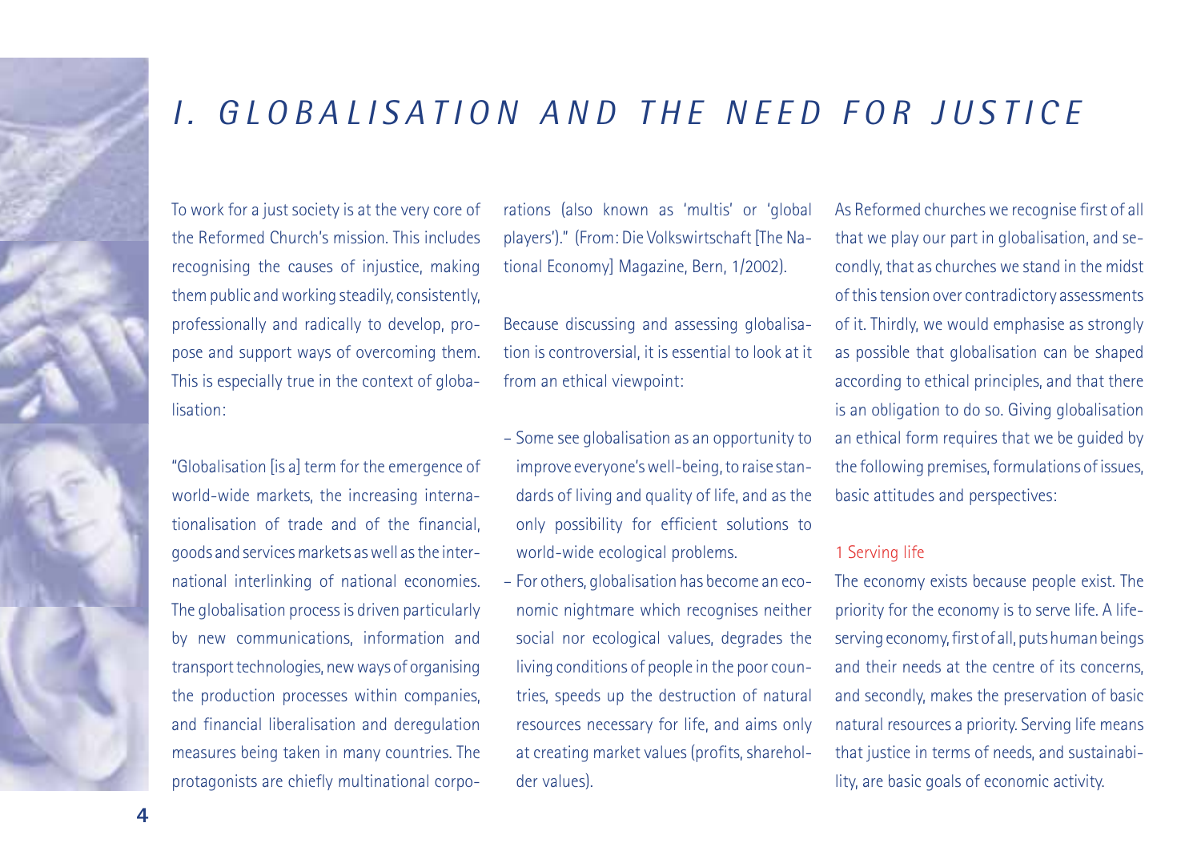# I. GLOBALISATION AND THE NEED FOR JUSTICE

To work for a just society is at the very core of the Reformed Church's mission. This includes recognising the causes of injustice, making them public and working steadily, consistently, professionally and radically to develop, propose and support ways of overcoming them. This is especially true in the context of globalisation:

"Globalisation [is a] term for the emergence of world-wide markets, the increasing internationalisation of trade and of the financial, goods and services markets as well as the international interlinking of national economies. The globalisation process is driven particularly by new communications, information and transport technologies, new ways of organising the production processes within companies, and financial liberalisation and deregulation measures being taken in many countries. The protagonists are chiefly multinational corporations (also known as 'multis' or 'global players')." (From: Die Volkswirtschaft [The National Economy] Magazine, Bern, 1/2002).

Because discussing and assessing globalisation is controversial, it is essential to look at it from an ethical viewpoint:

- Some see globalisation as an opportunity to improve everyone's well-being, to raise standards of living and quality of life, and as the only possibility for efficient solutions to world-wide ecological problems.
- For others, globalisation has become an economic nightmare which recognises neither social nor ecological values, degrades the living conditions of people in the poor countries, speeds up the destruction of natural resources necessary for life, and aims only at creating market values (profits, shareholder values).

As Reformed churches we recognise first of all that we play our part in globalisation, and secondly, that as churches we stand in the midst of this tension over contradictory assessments of it. Thirdly, we would emphasise as strongly as possible that globalisation can be shaped according to ethical principles, and that there is an obligation to do so. Giving globalisation an ethical form requires that we be guided by the following premises, formulations of issues, basic attitudes and perspectives:

### 1 Serving life

The economy exists because people exist. The priority for the economy is to serve life. A life-serving economy, first of all, puts human beings and their needs at the centre of its concerns, and secondly, makes the preservation of basic natural resources a priority. Serving life means that justice in terms of needs, and sustainability, are basic goals of economic activity.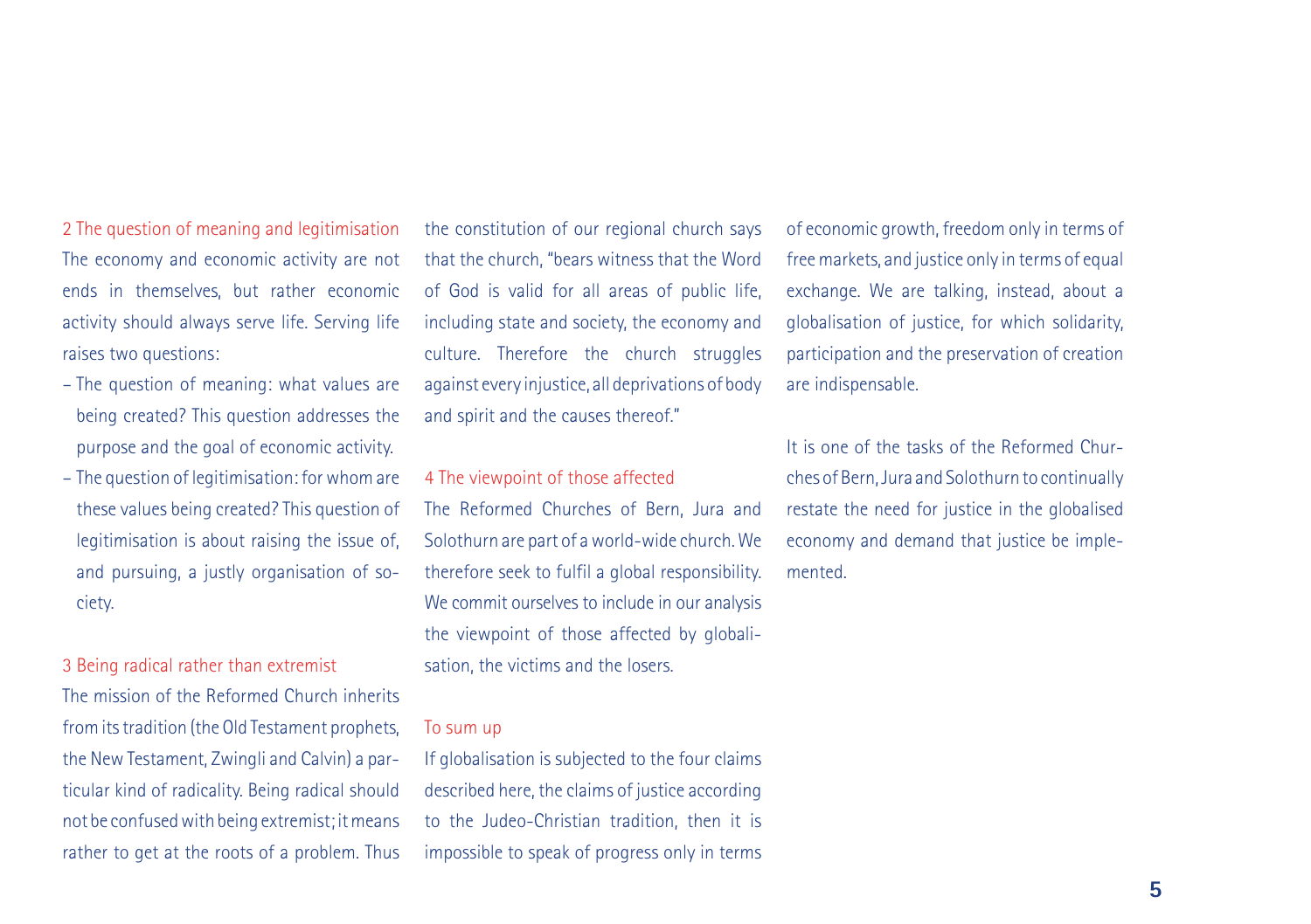## 2 The question of meaning and legitimisation

The economy and economic activity are not ends in themselves, but rather economic activity should always serve life. Serving life raises two questions:

- The question of meaning: what values are being created? This question addresses the purpose and the goal of economic activity.
- The question of legitimisation: for whom are these values being created? This question of legitimisation is about raising the issue of, and pursuing, a justly organisation of society.

## 3 Being radical rather than extremist

The mission of the Reformed Church inherits from its tradition (the Old Testament prophets, the New Testament, Zwingli and Calvin) a particular kind of radicality. Being radical should not be confused with being extremist; it means rather to get at the roots of a problem. Thus the constitution of our regional church says that the church, "bears witness that the Word of God is valid for all areas of public life, including state and society, the economy and culture. Therefore the church struggles against every injustice, all deprivations of body and spirit and the causes thereof."

## 4 The viewpoint of those affected

The Reformed Churches of Bern, Jura and Solothurn are part of a world-wide church. We therefore seek to fulfil a global responsibility. We commit ourselves to include in our analysis the viewpoint of those affected by globalisation, the victims and the losers.

## To sum up

If globalisation is subjected to the four claims described here, the claims of justice according to the Judeo-Christian tradition, then it is impossible to speak of progress only in terms of economic growth, freedom only in terms of free markets, and justice only in terms of equal exchange. We are talking, instead, about a globalisation of justice, for which solidarity, participation and the preservation of creation are indispensable.

It is one of the tasks of the Reformed Churches of Bern, Jura and Solothurn to continually restate the need for justice in the globalised economy and demand that justice be implemented.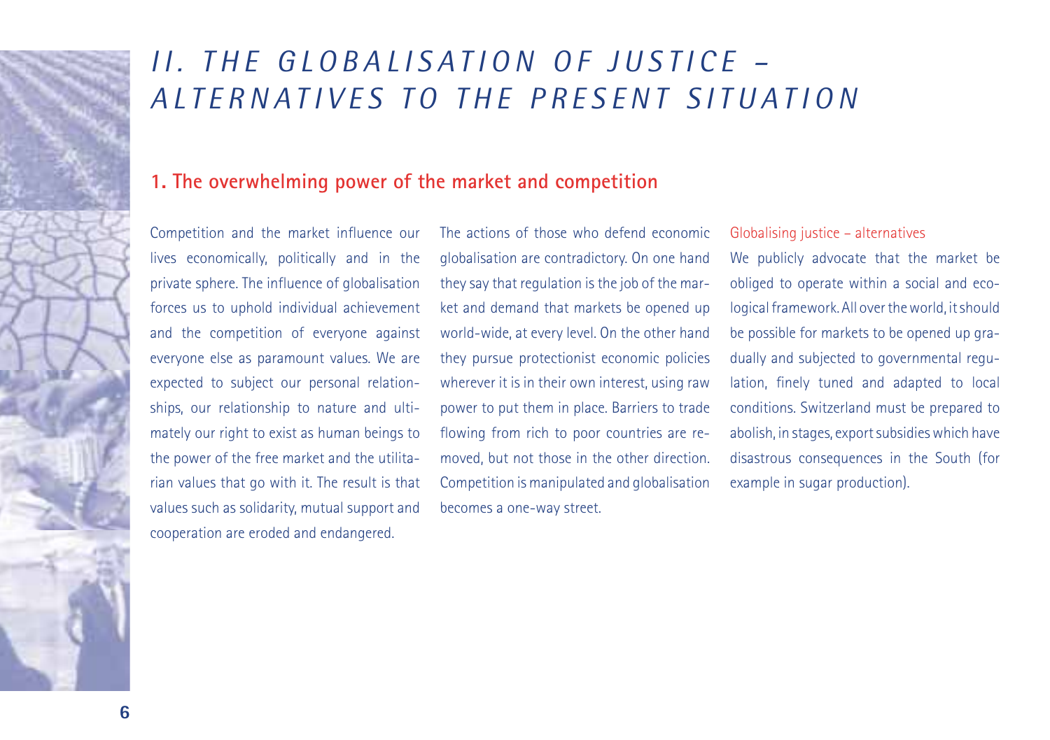# II. THE GLOBALISATION OF JUSTICE – ALTERNATIVES TO THE PRESENT SITUATION

## 1. The overwhelming power of the market and competition

Competition and the market influence our lives economically, politically and in the private sphere. The influence of globalisation forces us to uphold individual achievement and the competition of everyone against everyone else as paramount values. We are expected to subject our personal relationships, our relationship to nature and ultimately our right to exist as human beings to the power of the free market and the utilitarian values that go with it. The result is that values such as solidarity, mutual support and cooperation are eroded and endangered.

The actions of those who defend economic globalisation are contradictory. On one hand they say that regulation is the job of the market and demand that markets be opened up world-wide, at every level. On the other hand they pursue protectionist economic policies wherever it is in their own interest, using raw power to put them in place. Barriers to trade flowing from rich to poor countries are removed, but not those in the other direction. Competition is manipulated and globalisation becomes a one-way street.

### Globalising justice – alternatives

We publicly advocate that the market be obliged to operate within a social and ecological framework. All over the world, it should be possible for markets to be opened up gradually and subjected to governmental regulation, finely tuned and adapted to local conditions. Switzerland must be prepared to abolish, in stages, export subsidies which have disastrous consequences in the South (for example in sugar production).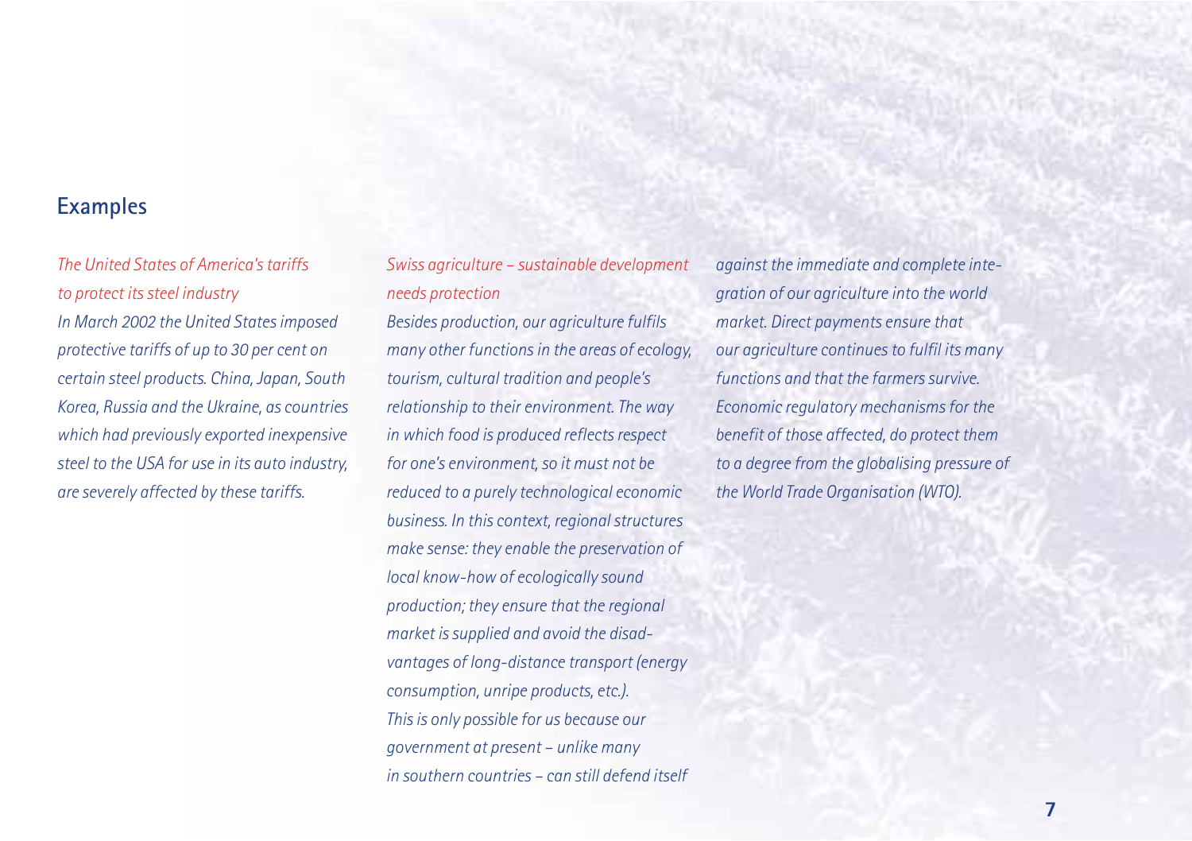## Examples

*The United States of America's tariffs to protect its steel industry*

*In March 2002 the United States imposed protective tariffs of up to 30 per cent on certain steel products. China, Japan, South Korea, Russia and the Ukraine, as countries which had previously exported inexpensive steel to the USA for use in its auto industry, are severely affected by these tariffs.*

*Swiss agriculture – sustainable development needs protection*

*Besides production, our agriculture fulfils many other functions in the areas of ecology, tourism, cultural tradition and people's relationship to their environment. The way in which food is produced reflects respect for one's environment, so it must not be reduced to a purely technological economic business. In this context, regional structures make sense: they enable the preservation of local know-how of ecologically sound production; they ensure that the regional market is supplied and avoid the disadvantages of long-distance transport (energy consumption, unripe products, etc.). This is only possible for us because our government at present – unlike many in southern countries – can still defend itself against the immediate and complete integration of our agriculture into the world market. Direct payments ensure that our agriculture continues to fulfil its many functions and that the farmers survive. Economic regulatory mechanisms for the benefit of those affected, do protect them to a degree from the globalising pressure of the World Trade Organisation (WTO).*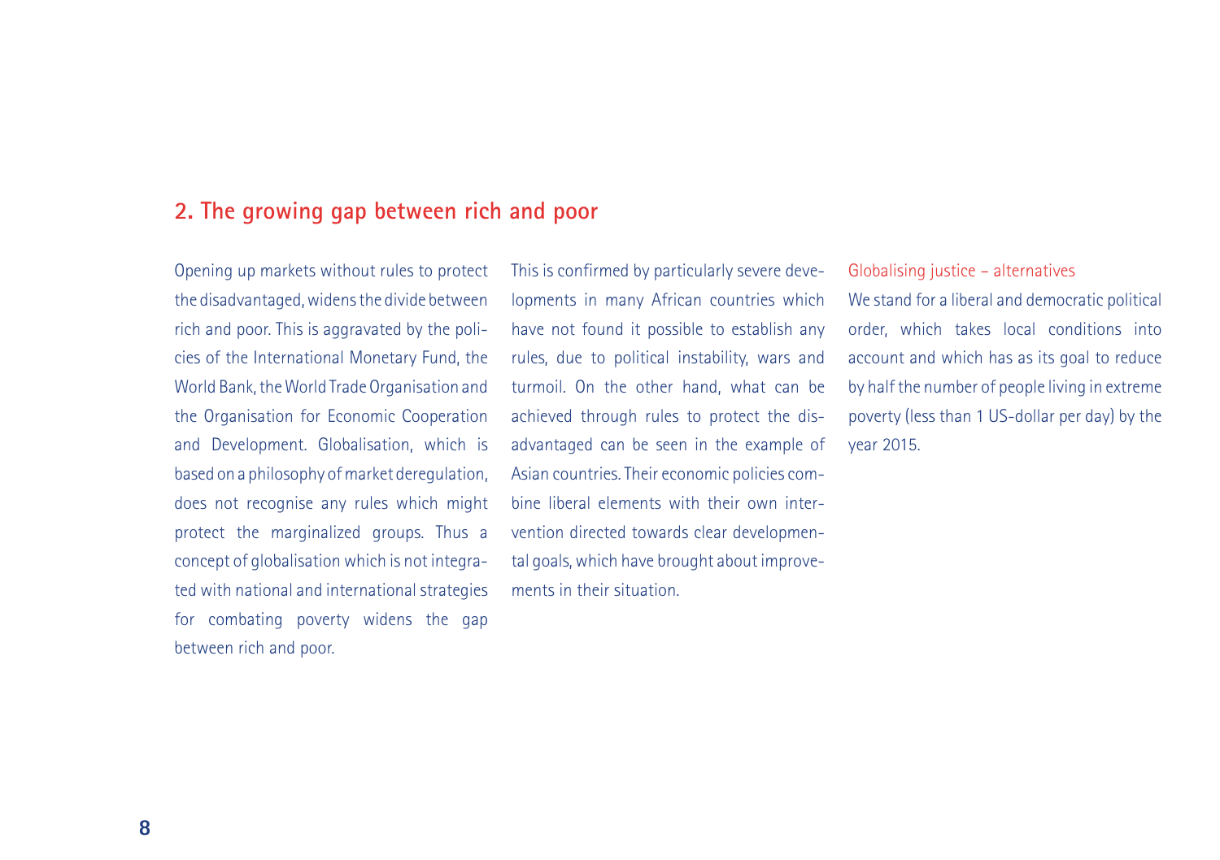## 2. The growing gap between rich and poor

Opening up markets without rules to protect the disadvantaged, widens the divide between rich and poor. This is aggravated by the policies of the International Monetary Fund, the World Bank, the World Trade Organisation and the Organisation for Economic Cooperation and Development. Globalisation, which is based on a philosophy of market deregulation, does not recognise any rules which might protect the marginalized groups. Thus a concept of globalisation which is not integrated with national and international strategies for combating poverty widens the gap between rich and poor.

This is confirmed by particularly severe developments in many African countries which have not found it possible to establish any rules, due to political instability, wars and turmoil. On the other hand, what can be achieved through rules to protect the disadvantaged can be seen in the example of Asian countries. Their economic policies combine liberal elements with their own intervention directed towards clear developmental goals, which have brought about improvements in their situation.

### Globalising justice – alternatives

We stand for a liberal and democratic political order, which takes local conditions into account and which has as its goal to reduce by half the number of people living in extreme poverty (less than 1 US-dollar per day) by the year 2015.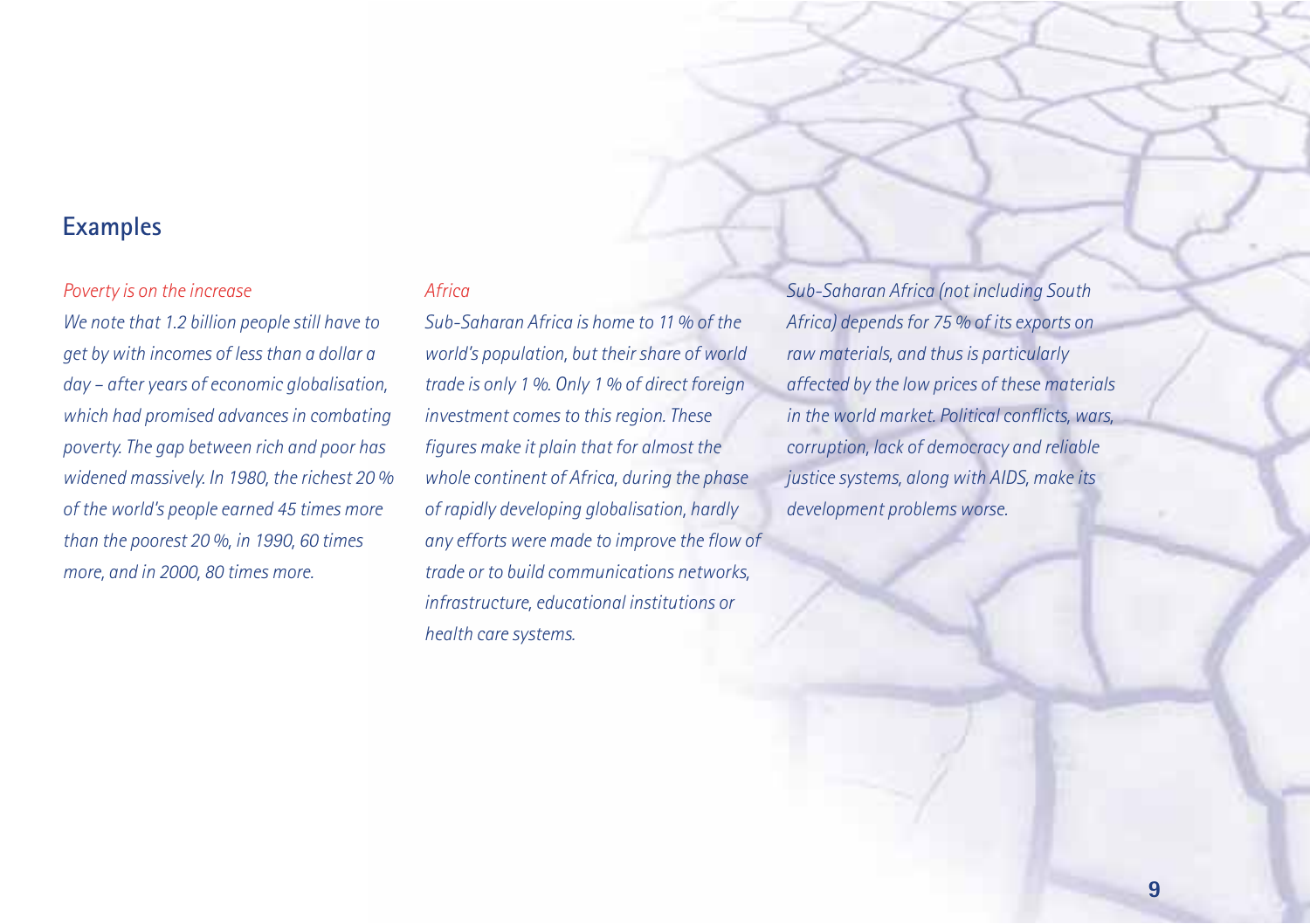## Examples

*Poverty is on the increase*

*We note that 1.2 billion people still have to get by with incomes of less than a dollar a day – after years of economic globalisation, which had promised advances in combating poverty. The gap between rich and poor has widened massively. In 1980, the richest 20 % of the world's people earned 45 times more than the poorest 20 %, in 1990, 60 times more, and in 2000, 80 times more.*

*Africa*

*Sub-Saharan Africa is home to 11 % of the world's population, but their share of world trade is only 1 %. Only 1 % of direct foreign investment comes to this region. These figures make it plain that for almost the whole continent of Africa, during the phase of rapidly developing globalisation, hardly any efforts were made to improve the flow of trade or to build communications networks, infrastructure, educational institutions or health care systems.*

*Sub-Saharan Africa (not including South Africa) depends for 75 % of its exports on raw materials, and thus is particularly affected by the low prices of these materials in the world market. Political conflicts, wars, corruption, lack of democracy and reliable justice systems, along with AIDS, make its development problems worse.*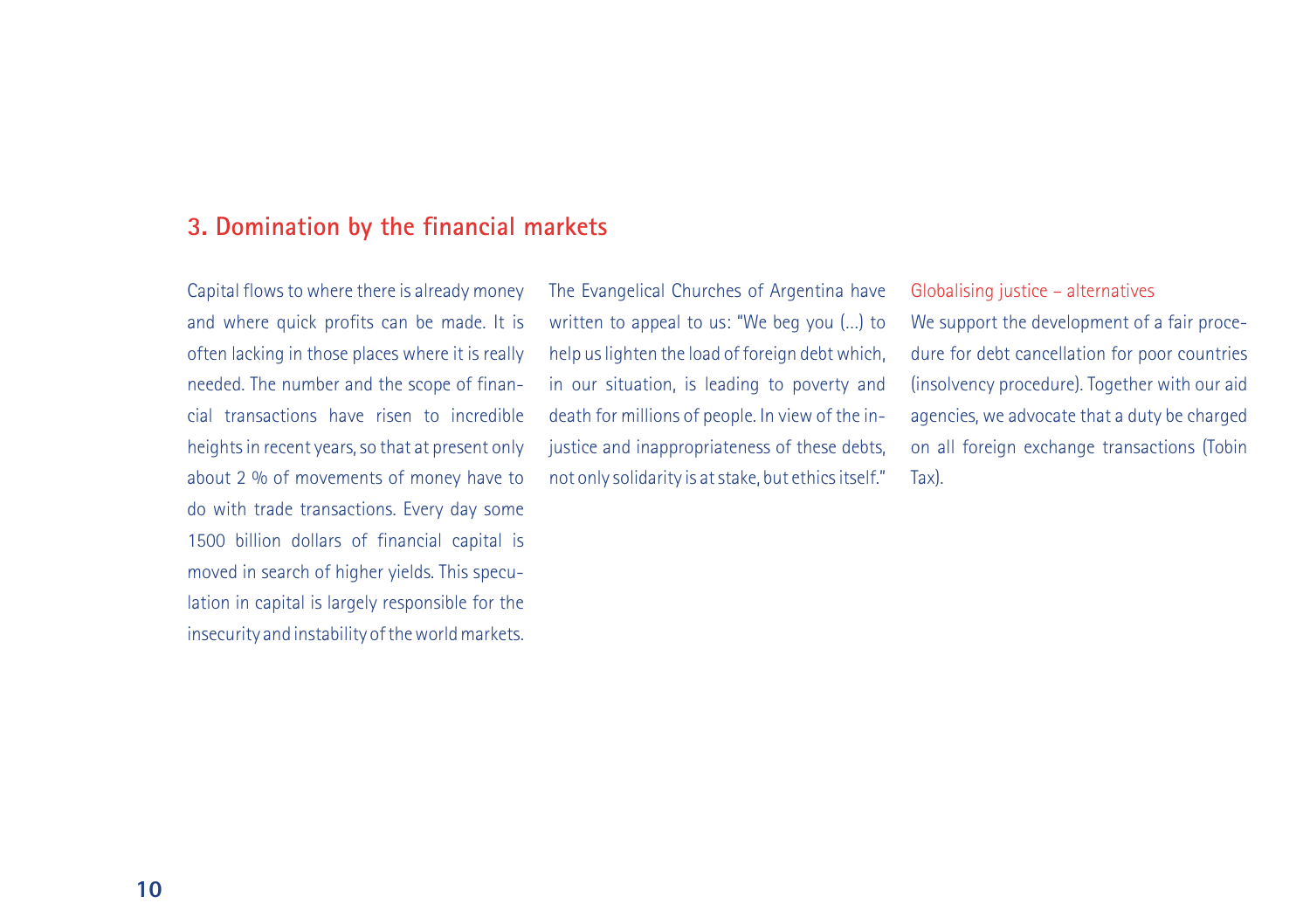## 3. Domination by the financial markets

Capital flows to where there is already money and where quick profits can be made. It is often lacking in those places where it is really needed. The number and the scope of financial transactions have risen to incredible heights in recent years, so that at present only about 2 % of movements of money have to do with trade transactions. Every day some 1500 billion dollars of financial capital is moved in search of higher yields. This speculation in capital is largely responsible for the insecurity and instability of the world markets.

The Evangelical Churches of Argentina have written to appeal to us: "We beg you (...) to help us lighten the load of foreign debt which, in our situation, is leading to poverty and death for millions of people. In view of the injustice and inappropriateness of these debts, not only solidarity is at stake, but ethics itself."

### Globalising justice – alternatives

We support the development of a fair procedure for debt cancellation for poor countries (insolvency procedure). Together with our aid agencies, we advocate that a duty be charged on all foreign exchange transactions (Tobin Tax).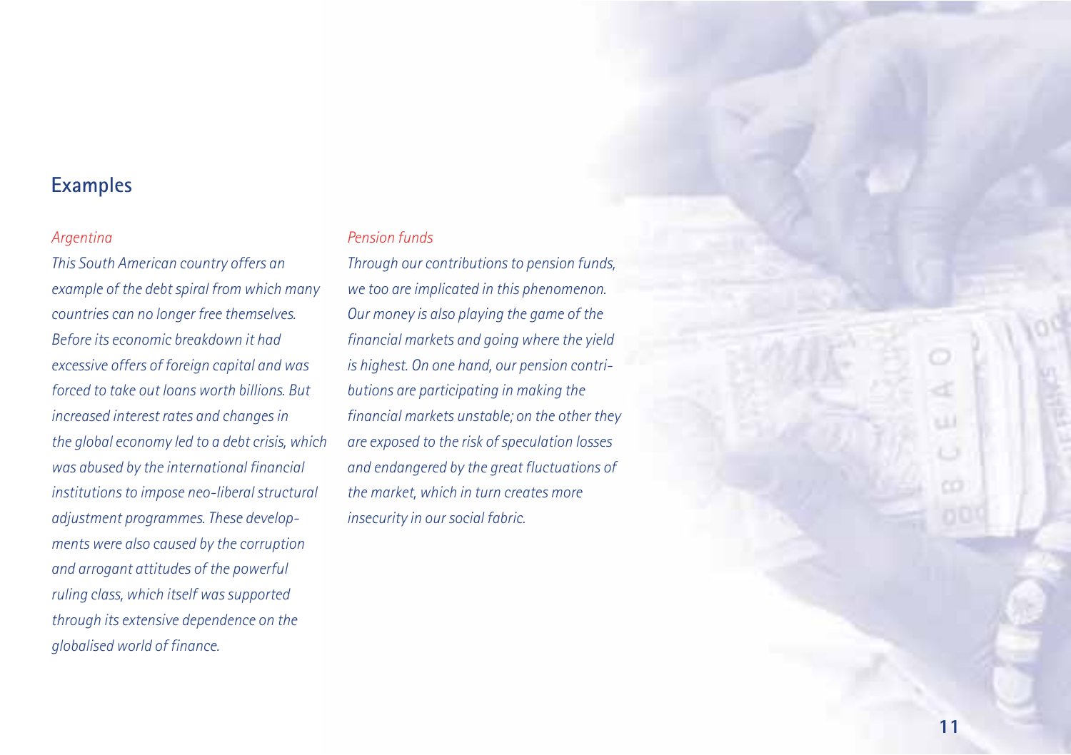## Examples

*Argentina*

*This South American country offers an example of the debt spiral from which many countries can no longer free themselves. Before its economic breakdown it had excessive offers of foreign capital and was forced to take out loans worth billions. But increased interest rates and changes in the global economy led to a debt crisis, which was abused by the international financial institutions to impose neo-liberal structural adjustment programmes. These developments were also caused by the corruption and arrogant attitudes of the powerful ruling class, which itself was supported through its extensive dependence on the globalised world of finance.*

*Pension funds*

*Through our contributions to pension funds, we too are implicated in this phenomenon. Our money is also playing the game of the financial markets and going where the yield is highest. On one hand, our pension contributions are participating in making the financial markets unstable; on the other they are exposed to the risk of speculation losses and endangered by the great fluctuations of the market, which in turn creates more insecurity in our social fabric.*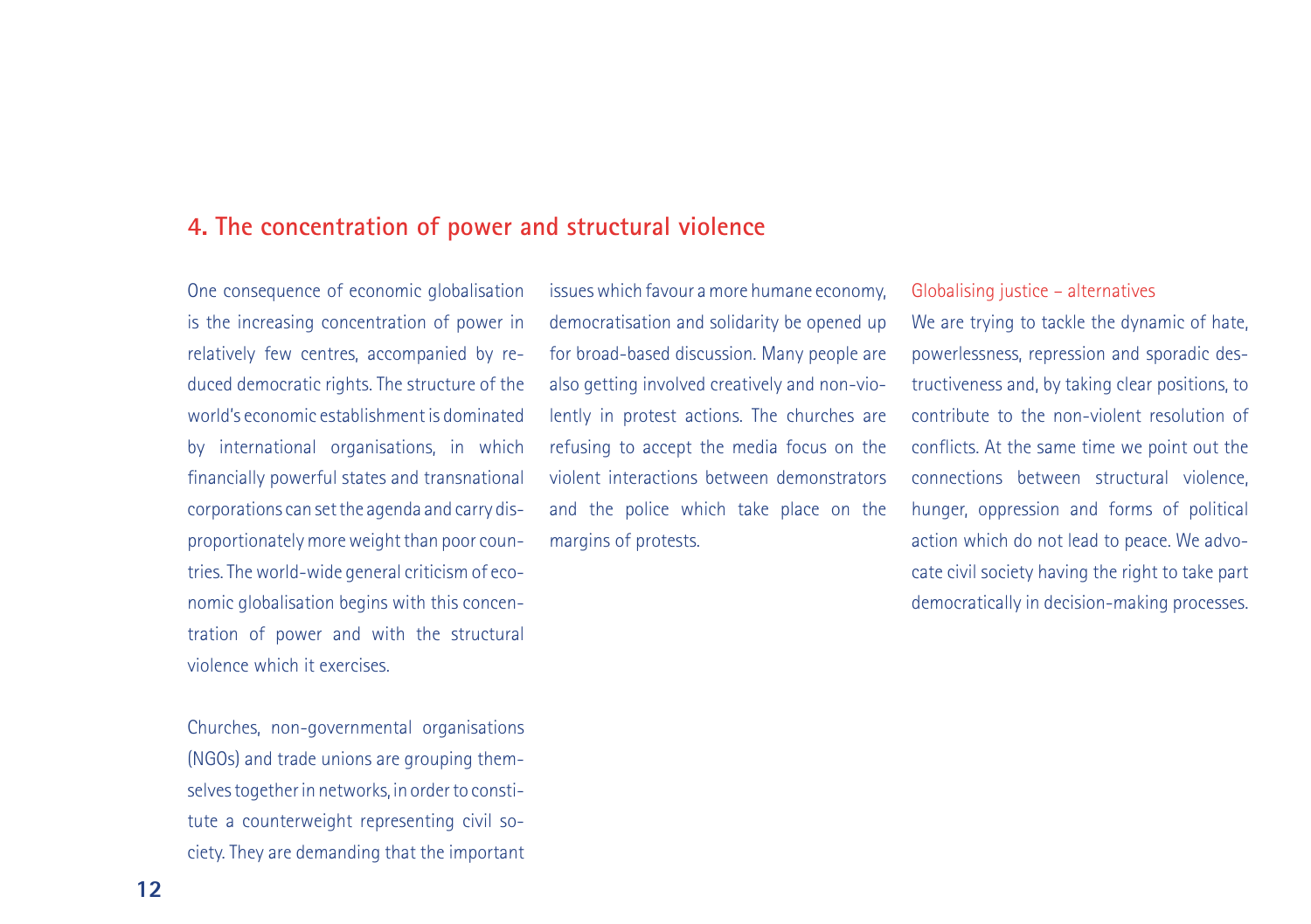## 4. The concentration of power and structural violence

One consequence of economic globalisation is the increasing concentration of power in relatively few centres, accompanied by reduced democratic rights. The structure of the world's economic establishment is dominated by international organisations, in which financially powerful states and transnational corporations can set the agenda and carry disproportionately more weight than poor countries. The world-wide general criticism of economic globalisation begins with this concentration of power and with the structural violence which it exercises.

Churches, non-governmental organisations (NGOs) and trade unions are grouping themselves together in networks, in order to constitute a counterweight representing civil society. They are demanding that the important issues which favour a more humane economy, democratisation and solidarity be opened up for broad-based discussion. Many people are also getting involved creatively and non-violently in protest actions. The churches are refusing to accept the media focus on the violent interactions between demonstrators and the police which take place on the margins of protests.

### Globalising justice – alternatives

We are trying to tackle the dynamic of hate, powerlessness, repression and sporadic destructiveness and, by taking clear positions, to contribute to the non-violent resolution of conflicts. At the same time we point out the connections between structural violence, hunger, oppression and forms of political action which do not lead to peace. We advocate civil society having the right to take part democratically in decision-making processes.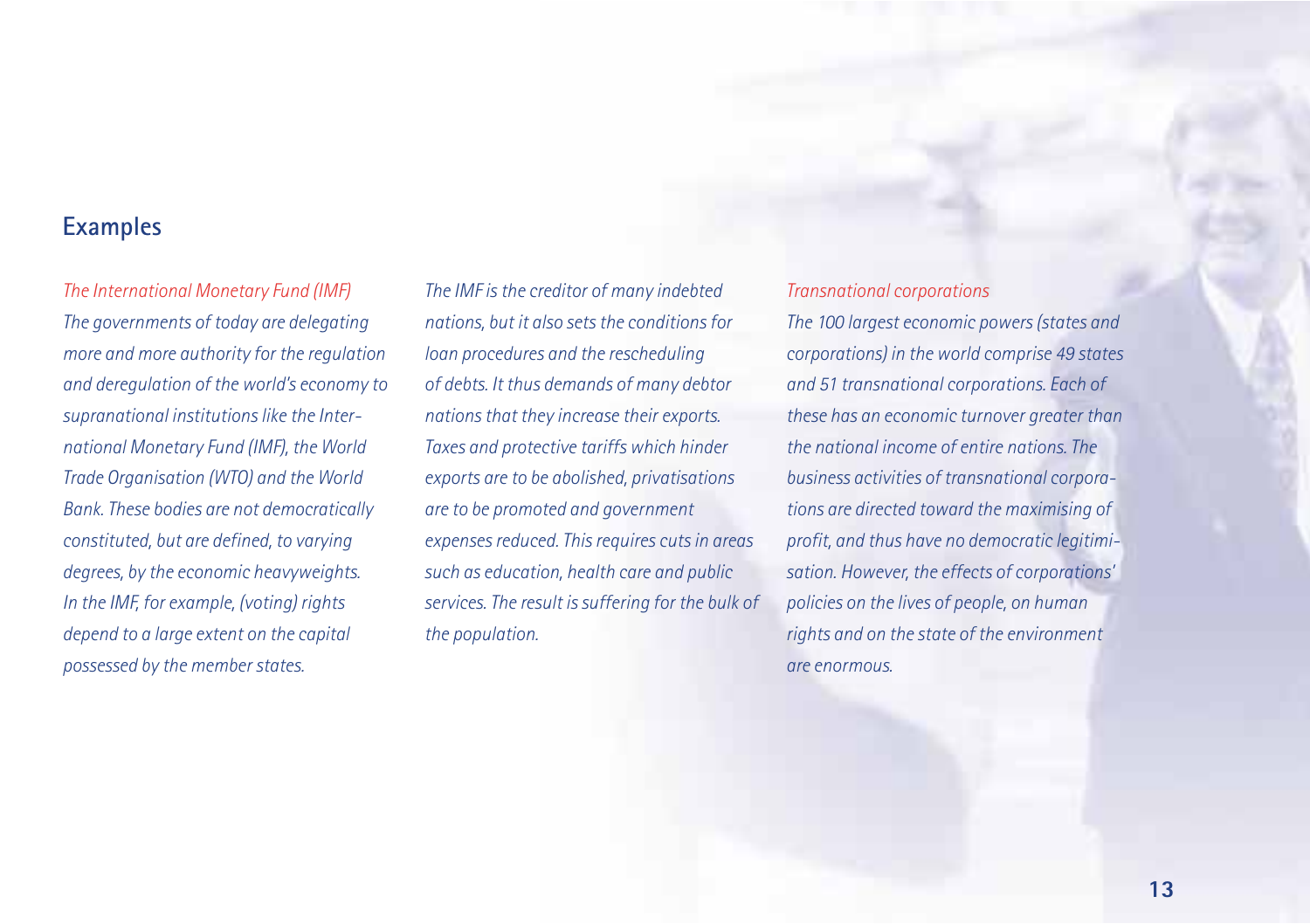## Examples

*The International Monetary Fund (IMF)*

*The governments of today are delegating more and more authority for the regulation and deregulation of the world's economy to supranational institutions like the International Monetary Fund (IMF), the World Trade Organisation (WTO) and the World Bank. These bodies are not democratically constituted, but are defined, to varying degrees, by the economic heavyweights. In the IMF, for example, (voting) rights depend to a large extent on the capital possessed by the member states.*

*The IMF is the creditor of many indebted nations, but it also sets the conditions for loan procedures and the rescheduling of debts. It thus demands of many debtor nations that they increase their exports. Taxes and protective tariffs which hinder exports are to be abolished, privatisations are to be promoted and government expenses reduced. This requires cuts in areas such as education, health care and public services. The result is suffering for the bulk of the population.*

*Transnational corporations*

*The 100 largest economic powers (states and corporations) in the world comprise 49 states and 51 transnational corporations. Each of these has an economic turnover greater than the national income of entire nations. The business activities of transnational corporations are directed toward the maximising of profit, and thus have no democratic legitimisation. However, the effects of corporations' policies on the lives of people, on human rights and on the state of the environment are enormous.*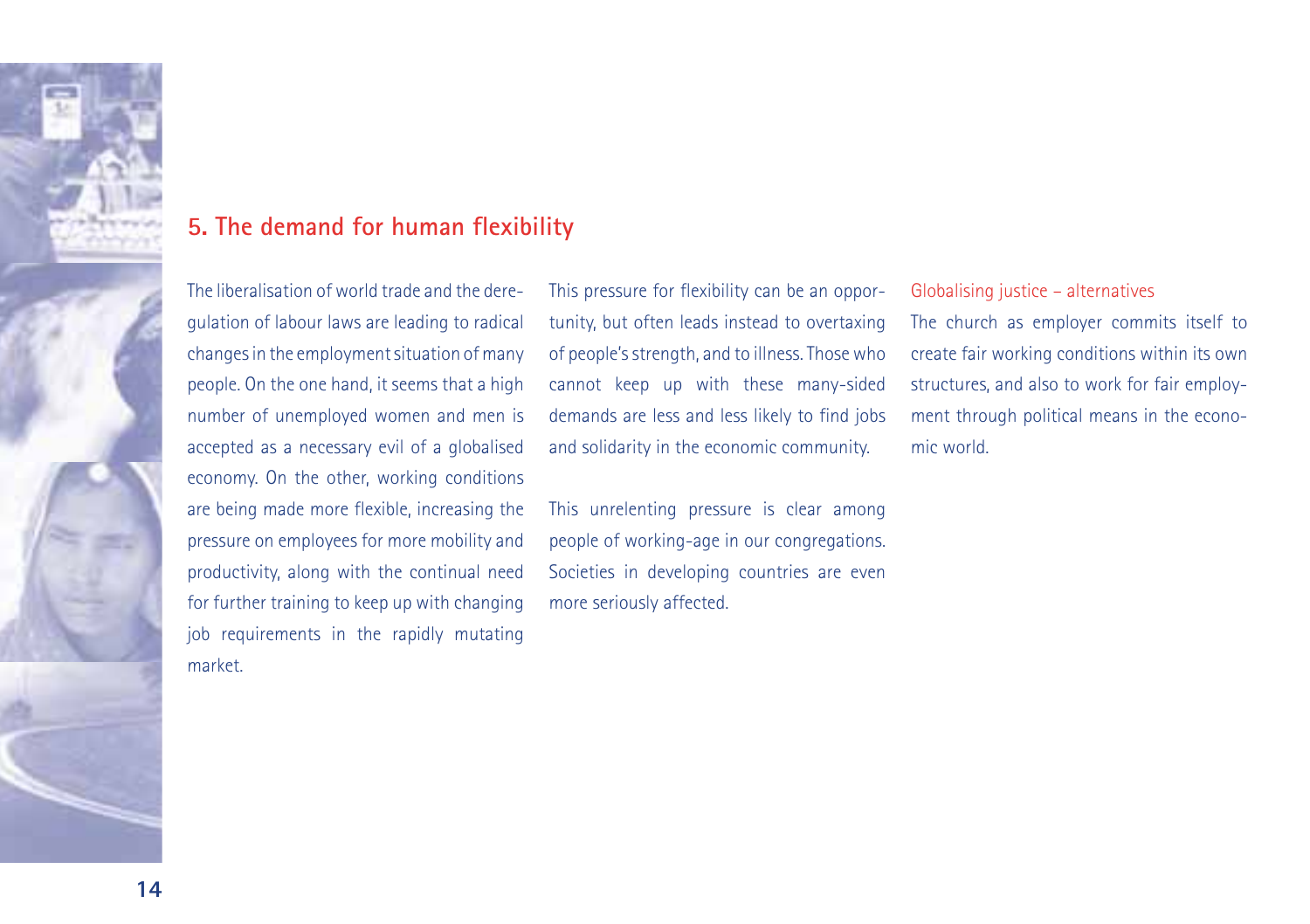## 5. The demand for human flexibility

The liberalisation of world trade and the deregulation of labour laws are leading to radical changes in the employment situation of many people. On the one hand, it seems that a high number of unemployed women and men is accepted as a necessary evil of a globalised economy. On the other, working conditions are being made more flexible, increasing the pressure on employees for more mobility and productivity, along with the continual need for further training to keep up with changing job requirements in the rapidly mutating market.

This pressure for flexibility can be an opportunity, but often leads instead to overtaxing of people's strength, and to illness. Those who cannot keep up with these many-sided demands are less and less likely to find jobs and solidarity in the economic community.

This unrelenting pressure is clear among people of working-age in our congregations. Societies in developing countries are even more seriously affected.

### Globalising justice – alternatives

The church as employer commits itself to create fair working conditions within its own structures, and also to work for fair employment through political means in the economic world.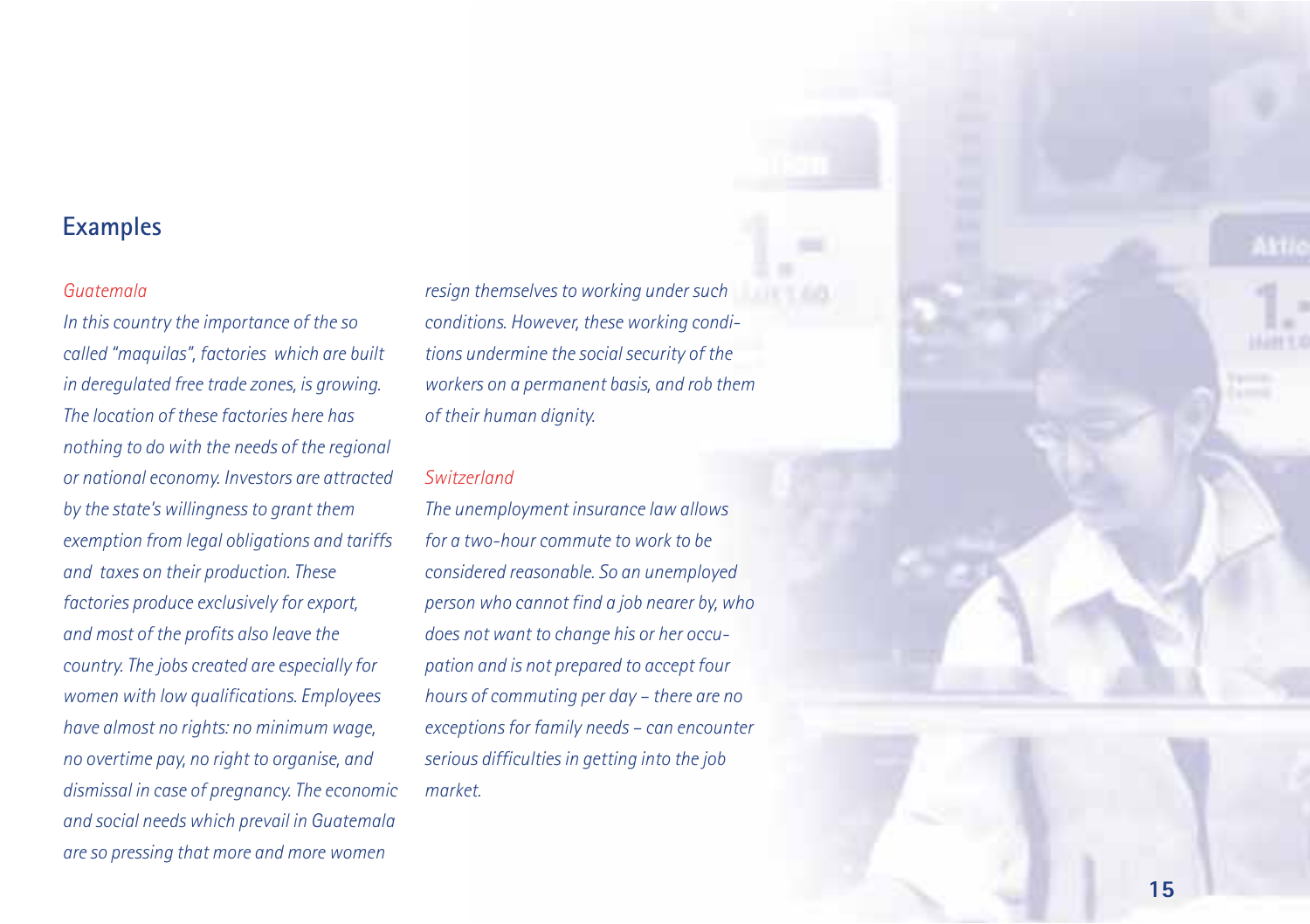## Examples

*Guatemala*

*In this country the importance of the so called "maquilas", factories which are built in deregulated free trade zones, is growing. The location of these factories here has nothing to do with the needs of the regional or national economy. Investors are attracted by the state's willingness to grant them exemption from legal obligations and tariffs and taxes on their production. These factories produce exclusively for export, and most of the profits also leave the country. The jobs created are especially for women with low qualifications. Employees have almost no rights: no minimum wage, no overtime pay, no right to organise, and dismissal in case of pregnancy. The economic and social needs which prevail in Guatemala are so pressing that more and more women resign themselves to working under such conditions. However, these working conditions undermine the social security of the workers on a permanent basis, and rob them of their human dignity.*

*Switzerland*

*The unemployment insurance law allows for a two-hour commute to work to be considered reasonable. So an unemployed person who cannot find a job nearer by, who does not want to change his or her occupation and is not prepared to accept four hours of commuting per day – there are no exceptions for family needs – can encounter serious difficulties in getting into the job market.*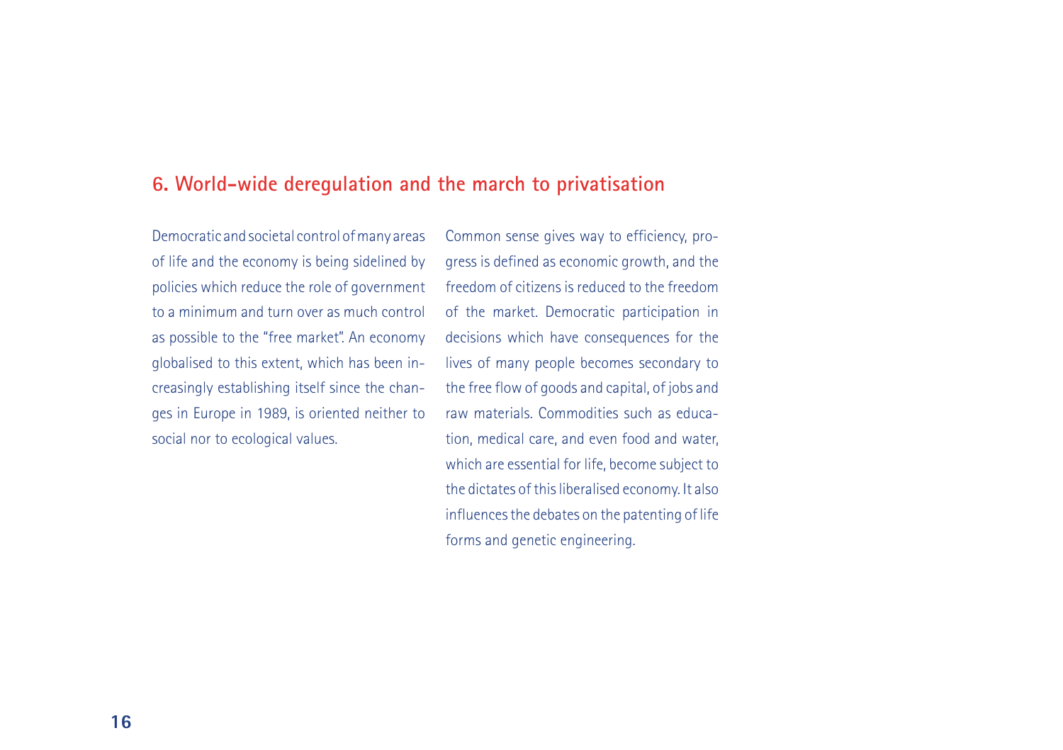## 6. World-wide deregulation and the march to privatisation

Democratic and societal control of many areas of life and the economy is being sidelined by policies which reduce the role of government to a minimum and turn over as much control as possible to the "free market". An economy globalised to this extent, which has been increasingly establishing itself since the changes in Europe in 1989, is oriented neither to social nor to ecological values.

Common sense gives way to efficiency, progress is defined as economic growth, and the freedom of citizens is reduced to the freedom of the market. Democratic participation in decisions which have consequences for the lives of many people becomes secondary to the free flow of goods and capital, of jobs and raw materials. Commodities such as education, medical care, and even food and water, which are essential for life, become subject to the dictates of this liberalised economy. It also influences the debates on the patenting of life forms and genetic engineering.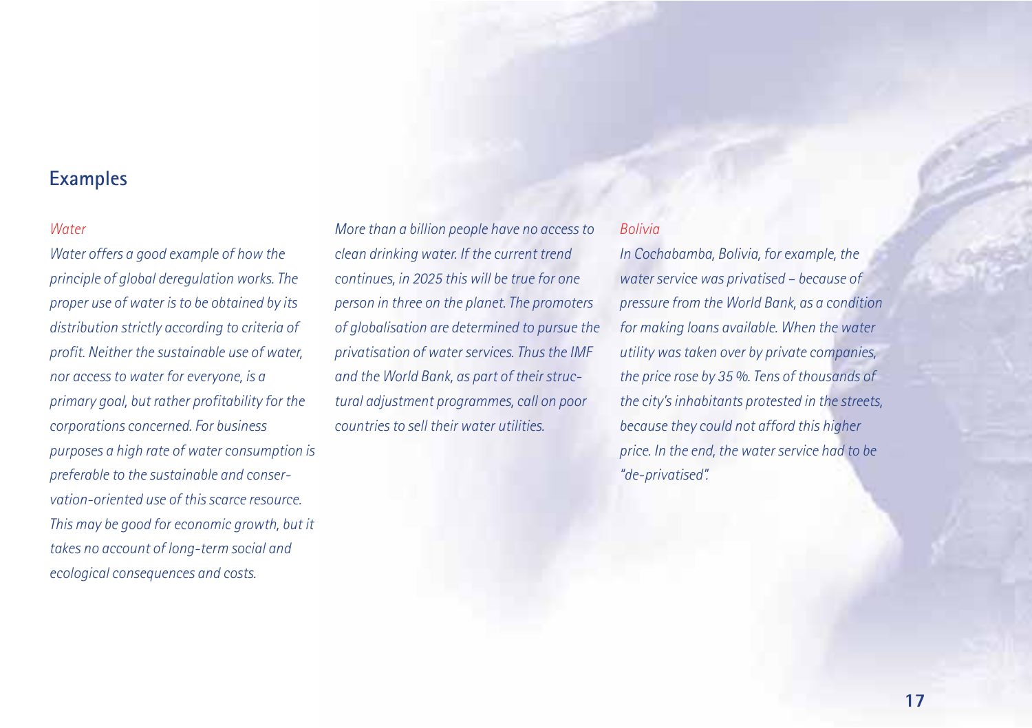## Examples

### *Water*

*Water offers a good example of how the principle of global deregulation works. The proper use of water is to be obtained by its distribution strictly according to criteria of profit. Neither the sustainable use of water, nor access to water for everyone, is a primary goal, but rather profitability for the corporations concerned. For business purposes a high rate of water consumption is preferable to the sustainable and conservation-oriented use of this scarce resource. This may be good for economic growth, but it takes no account of long-term social and ecological consequences and costs.*

*More than a billion people have no access to clean drinking water. If the current trend continues, in 2025 this will be true for one person in three on the planet. The promoters of globalisation are determined to pursue the privatisation of water services. Thus the IMF and the World Bank, as part of their structural adjustment programmes, call on poor countries to sell their water utilities.*

### *Bolivia*

*In Cochabamba, Bolivia, for example, the water service was privatised – because of pressure from the World Bank, as a condition for making loans available. When the water utility was taken over by private companies, the price rose by 35 %. Tens of thousands of the city's inhabitants protested in the streets, because they could not afford this higher price. In the end, the water service had to be "de-privatised".*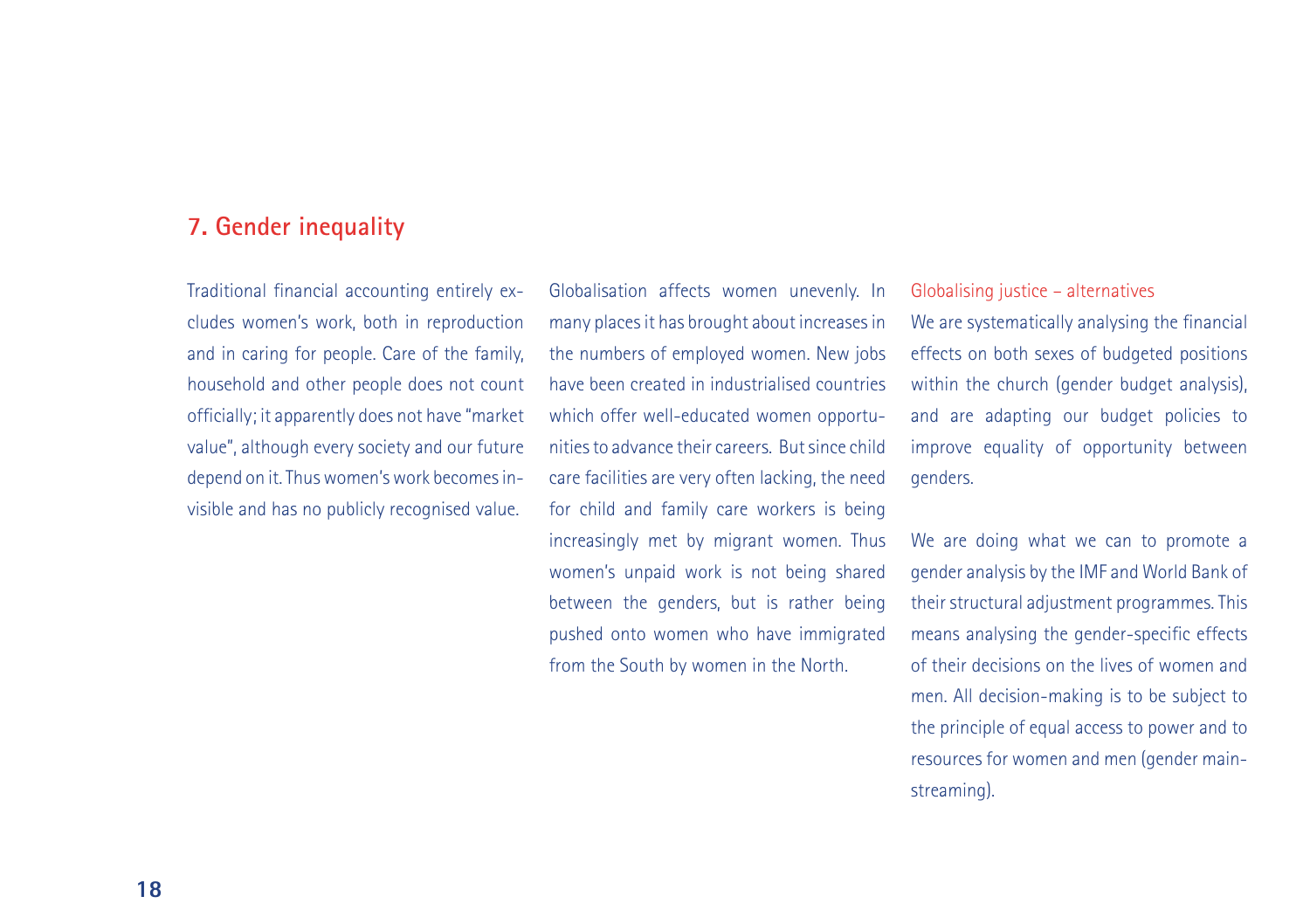## 7. Gender inequality

Traditional financial accounting entirely excludes women's work, both in reproduction and in caring for people. Care of the family, household and other people does not count officially; it apparently does not have "market value", although every society and our future depend on it. Thus women's work becomes invisible and has no publicly recognised value.

Globalisation affects women unevenly. In many places it has brought about increases in the numbers of employed women. New jobs have been created in industrialised countries which offer well-educated women opportunities to advance their careers. But since child care facilities are very often lacking, the need for child and family care workers is being increasingly met by migrant women. Thus women's unpaid work is not being shared between the genders, but is rather being pushed onto women who have immigrated from the South by women in the North.

### Globalising justice – alternatives

We are systematically analysing the financial effects on both sexes of budgeted positions within the church (gender budget analysis), and are adapting our budget policies to improve equality of opportunity between genders.

We are doing what we can to promote a gender analysis by the IMF and World Bank of their structural adjustment programmes. This means analysing the gender-specific effects of their decisions on the lives of women and men. All decision-making is to be subject to the principle of equal access to power and to resources for women and men (gender mainstreaming).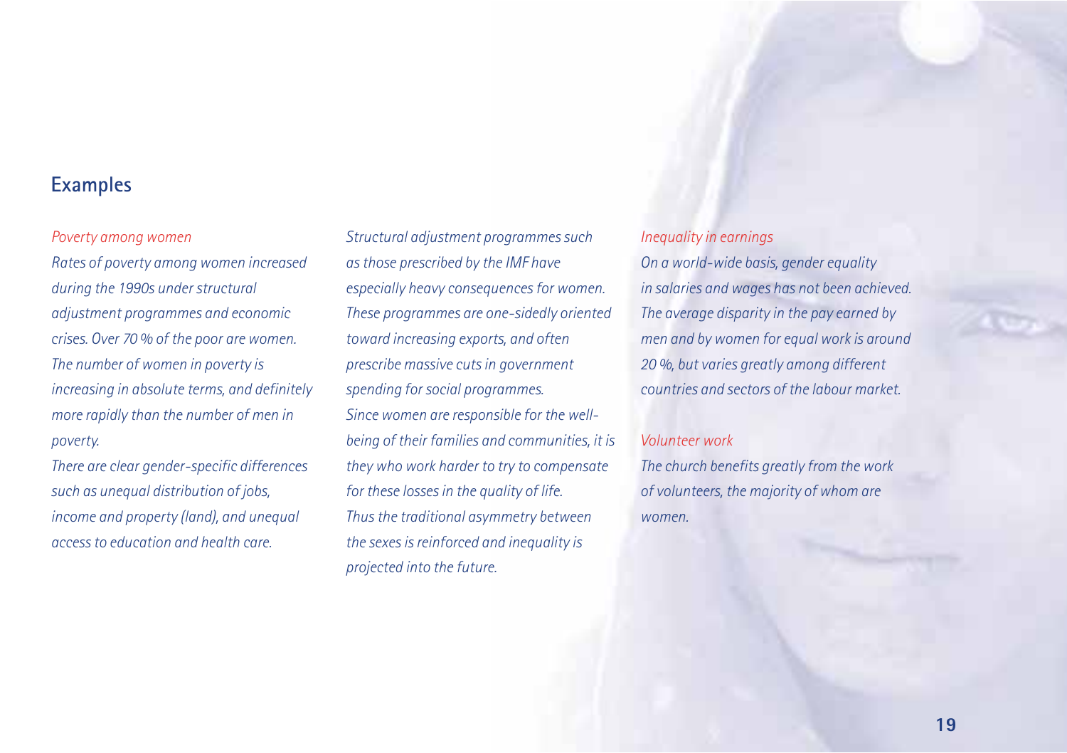## Examples

*Poverty among women*

*Rates of poverty among women increased during the 1990s under structural adjustment programmes and economic crises. Over 70 % of the poor are women. The number of women in poverty is increasing in absolute terms, and definitely more rapidly than the number of men in poverty.*

*There are clear gender-specific differences such as unequal distribution of jobs, income and property (land), and unequal access to education and health care.*

*Structural adjustment programmes such as those prescribed by the IMF have especially heavy consequences for women. These programmes are one-sidedly oriented toward increasing exports, and often prescribe massive cuts in government spending for social programmes.*

*Since women are responsible for the well-being of their families and communities, it is they who work harder to try to compensate for these losses in the quality of life.*

*Thus the traditional asymmetry between the sexes is reinforced and inequality is projected into the future.*

*Inequality in earnings*

*On a world-wide basis, gender equality in salaries and wages has not been achieved. The average disparity in the pay earned by men and by women for equal work is around 20 %, but varies greatly among different countries and sectors of the labour market.*

*Volunteer work*

*The church benefits greatly from the work of volunteers, the majority of whom are women.*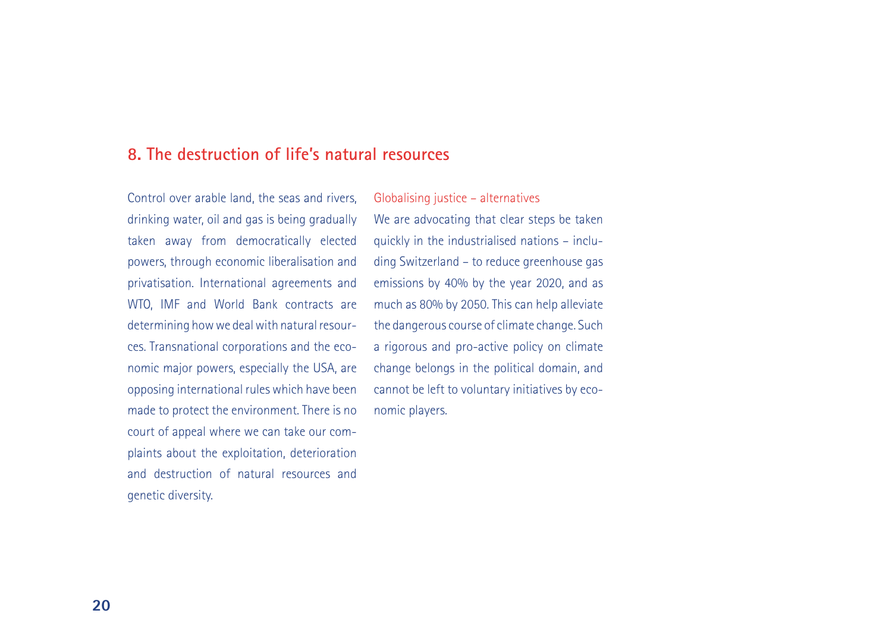## 8. The destruction of life's natural resources

Control over arable land, the seas and rivers, drinking water, oil and gas is being gradually taken away from democratically elected powers, through economic liberalisation and privatisation. International agreements and WTO, IMF and World Bank contracts are determining how we deal with natural resources. Transnational corporations and the economic major powers, especially the USA, are opposing international rules which have been made to protect the environment. There is no court of appeal where we can take our complaints about the exploitation, deterioration and destruction of natural resources and genetic diversity.

Globalising justice – alternatives

We are advocating that clear steps be taken quickly in the industrialised nations – including Switzerland – to reduce greenhouse gas emissions by 40% by the year 2020, and as much as 80% by 2050. This can help alleviate the dangerous course of climate change. Such a rigorous and pro-active policy on climate change belongs in the political domain, and cannot be left to voluntary initiatives by economic players.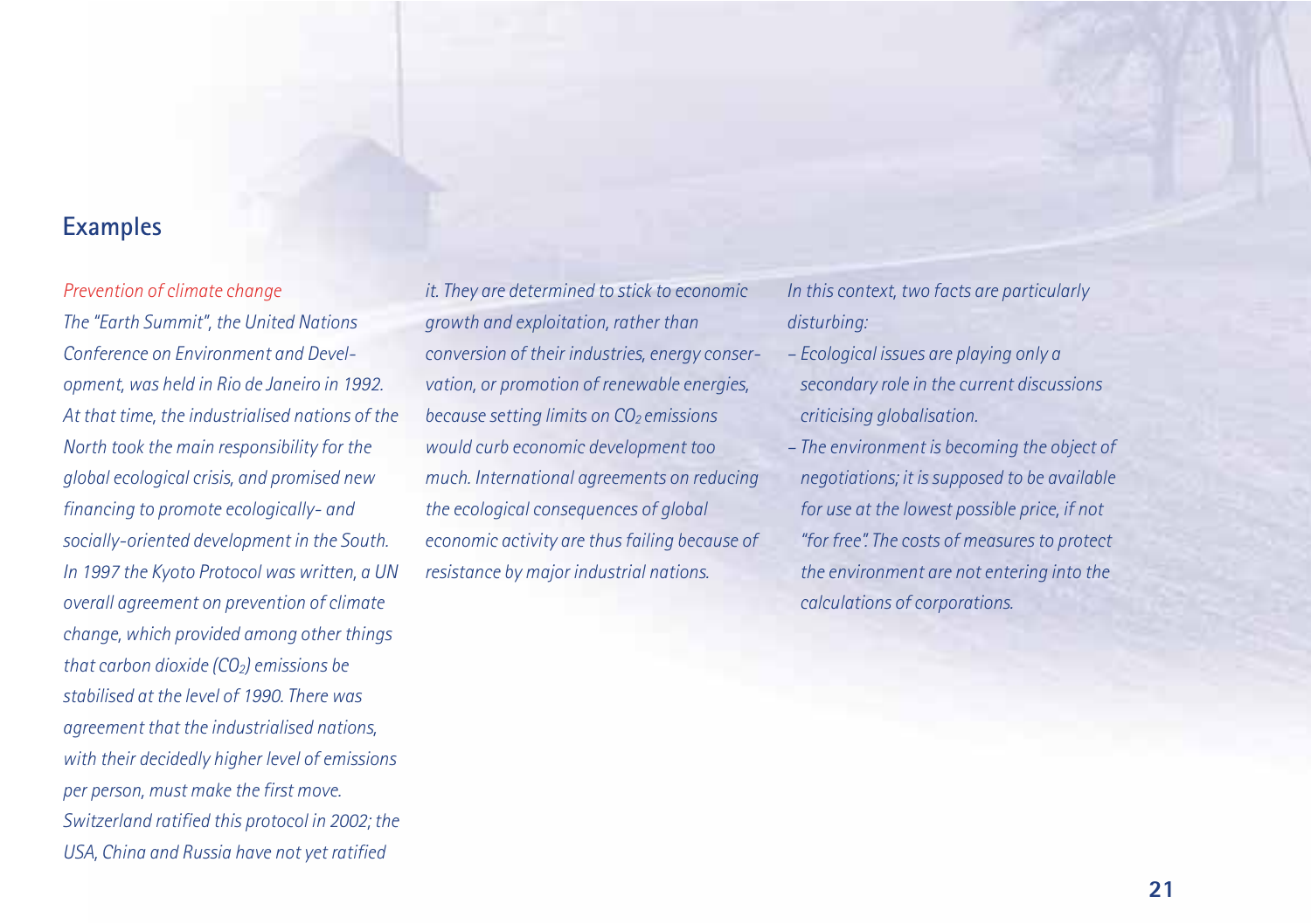## Examples

*Prevention of climate change*

*The "Earth Summit", the United Nations Conference on Environment and Development, was held in Rio de Janeiro in 1992. At that time, the industrialised nations of the North took the main responsibility for the global ecological crisis, and promised new financing to promote ecologically- and socially-oriented development in the South. In 1997 the Kyoto Protocol was written, a UN overall agreement on prevention of climate change, which provided among other things that carbon dioxide ($CO_2$) emissions be stabilised at the level of 1990. There was agreement that the industrialised nations, with their decidedly higher level of emissions per person, must make the first move. Switzerland ratified this protocol in 2002; the USA, China and Russia have not yet ratified it. They are determined to stick to economic growth and exploitation, rather than conversion of their industries, energy conservation, or promotion of renewable energies, because setting limits on $CO_2$ emissions would curb economic development too much. International agreements on reducing the ecological consequences of global economic activity are thus failing because of resistance by major industrial nations.*

*In this context, two facts are particularly disturbing:*

- *Ecological issues are playing only a secondary role in the current discussions criticising globalisation.*
- *The environment is becoming the object of negotiations; it is supposed to be available for use at the lowest possible price, if not "for free". The costs of measures to protect the environment are not entering into the calculations of corporations.*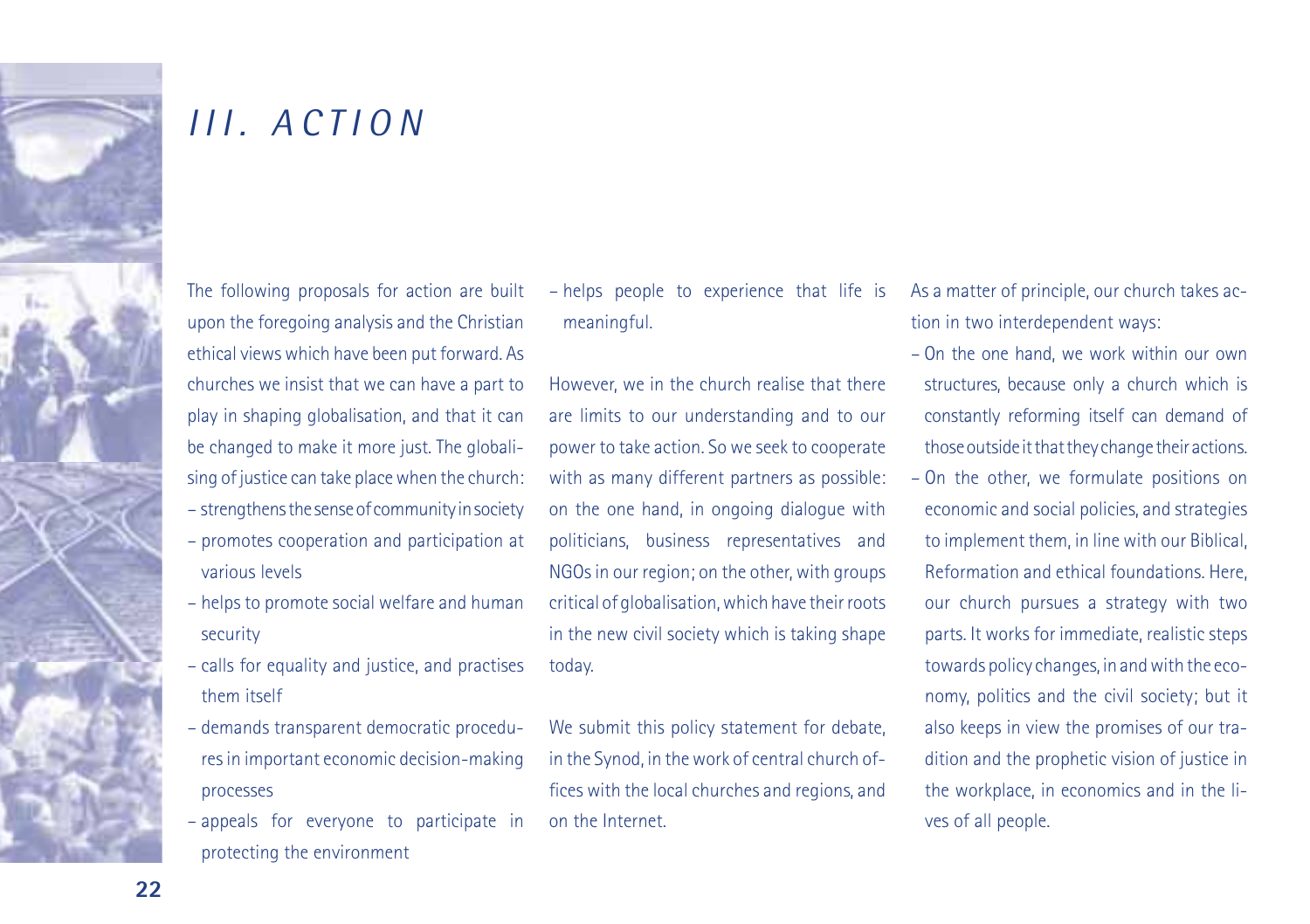# *III. ACTION*

The following proposals for action are built upon the foregoing analysis and the Christian ethical views which have been put forward. As churches we insist that we can have a part to play in shaping globalisation, and that it can be changed to make it more just. The globalising of justice can take place when the church:

- strengthens the sense of community in society
- promotes cooperation and participation at various levels
- helps to promote social welfare and human security
- calls for equality and justice, and practises them itself
- demands transparent democratic procedures in important economic decision-making processes
- appeals for everyone to participate in protecting the environment
- helps people to experience that life is meaningful.

However, we in the church realise that there are limits to our understanding and to our power to take action. So we seek to cooperate with as many different partners as possible: on the one hand, in ongoing dialogue with politicians, business representatives and NGOs in our region; on the other, with groups critical of globalisation, which have their roots in the new civil society which is taking shape today.

We submit this policy statement for debate, in the Synod, in the work of central church offices with the local churches and regions, and on the Internet.

As a matter of principle, our church takes action in two interdependent ways:

- On the one hand, we work within our own structures, because only a church which is constantly reforming itself can demand of those outside it that they change their actions.
- On the other, we formulate positions on economic and social policies, and strategies to implement them, in line with our Biblical, Reformation and ethical foundations. Here, our church pursues a strategy with two parts. It works for immediate, realistic steps towards policy changes, in and with the economy, politics and the civil society; but it also keeps in view the promises of our tradition and the prophetic vision of justice in the workplace, in economics and in the lives of all people.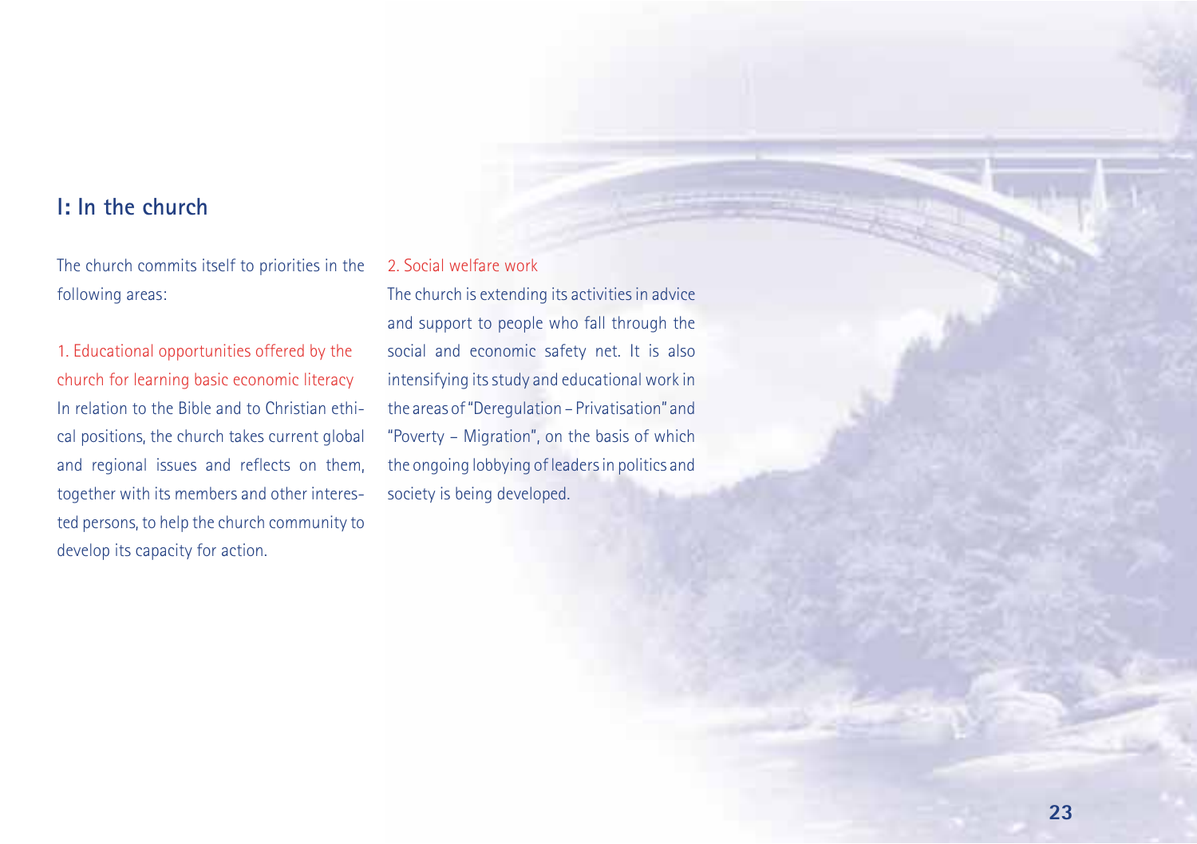## I: In the church

The church commits itself to priorities in the following areas:

1. Educational opportunities offered by the church for learning basic economic literacy

In relation to the Bible and to Christian ethical positions, the church takes current global and regional issues and reflects on them, together with its members and other interested persons, to help the church community to develop its capacity for action.

2. Social welfare work

The church is extending its activities in advice and support to people who fall through the social and economic safety net. It is also intensifying its study and educational work in the areas of "Deregulation – Privatisation" and "Poverty – Migration", on the basis of which the ongoing lobbying of leaders in politics and society is being developed.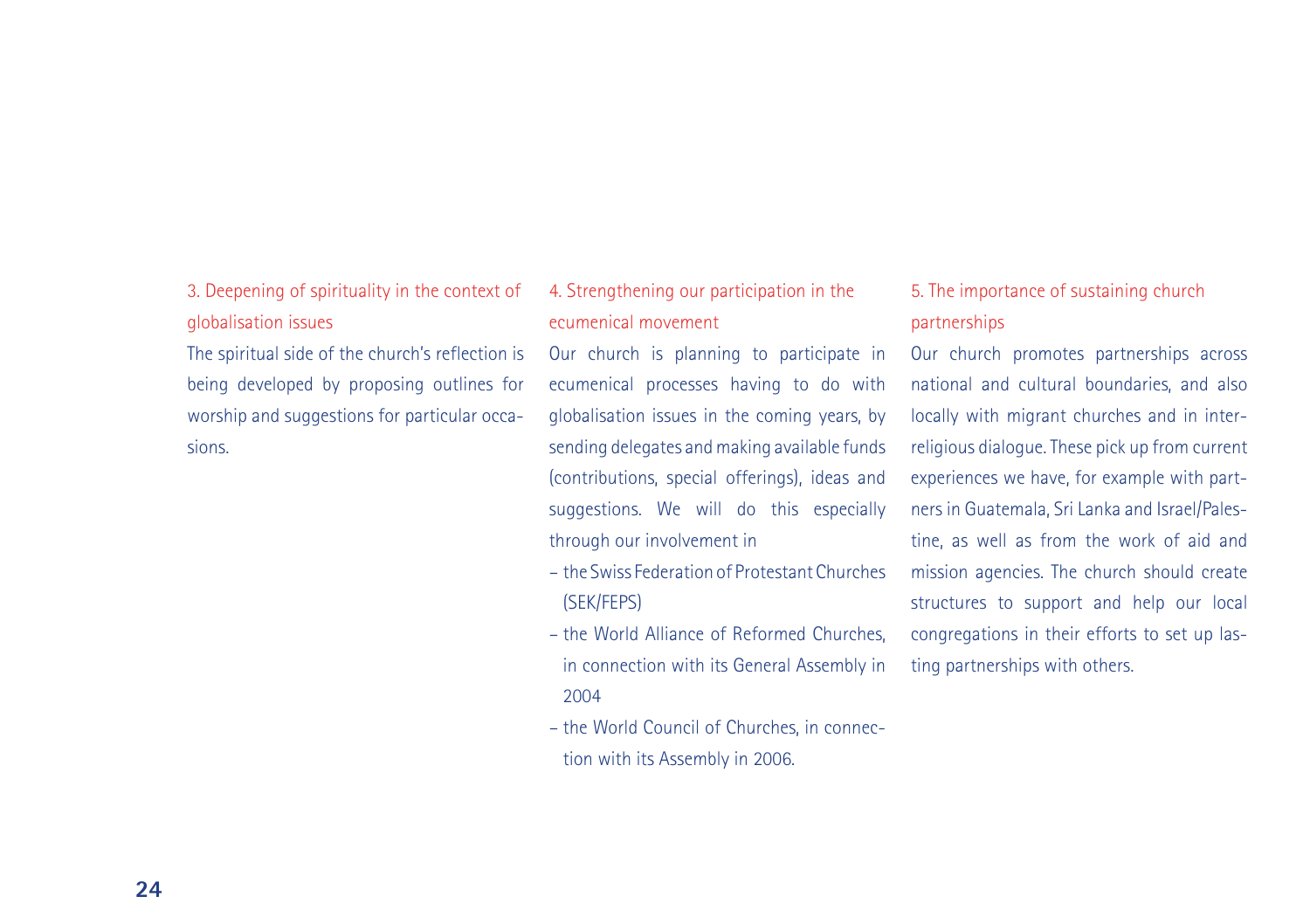### 3. Deepening of spirituality in the context of globalisation issues

The spiritual side of the church's reflection is being developed by proposing outlines for worship and suggestions for particular occasions.

### 4. Strengthening our participation in the ecumenical movement

Our church is planning to participate in ecumenical processes having to do with globalisation issues in the coming years, by sending delegates and making available funds (contributions, special offerings), ideas and suggestions. We will do this especially through our involvement in

- the Swiss Federation of Protestant Churches (SEK/FEPS)
- the World Alliance of Reformed Churches, in connection with its General Assembly in 2004
- the World Council of Churches, in connection with its Assembly in 2006.

### 5. The importance of sustaining church partnerships

Our church promotes partnerships across national and cultural boundaries, and also locally with migrant churches and in interreligious dialogue. These pick up from current experiences we have, for example with partners in Guatemala, Sri Lanka and Israel/Palestine, as well as from the work of aid and mission agencies. The church should create structures to support and help our local congregations in their efforts to set up lasting partnerships with others.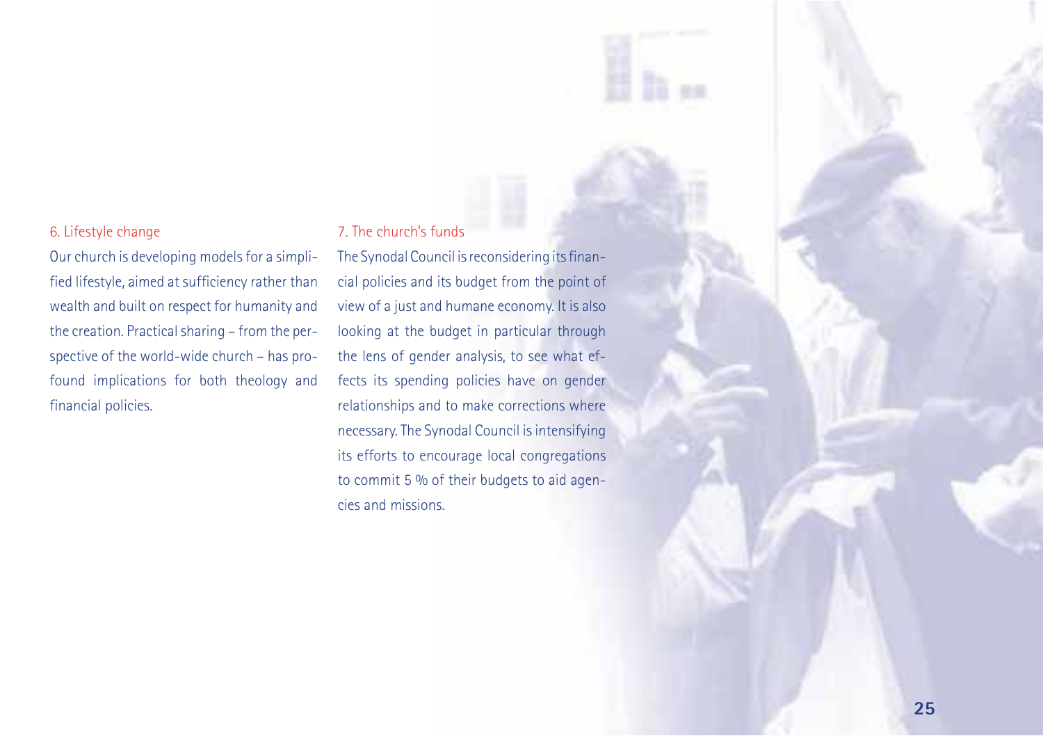### 6. Lifestyle change

Our church is developing models for a simplified lifestyle, aimed at sufficiency rather than wealth and built on respect for humanity and the creation. Practical sharing – from the perspective of the world-wide church – has profound implications for both theology and financial policies.

### 7. The church's funds

The Synodal Council is reconsidering its financial policies and its budget from the point of view of a just and humane economy. It is also looking at the budget in particular through the lens of gender analysis, to see what effects its spending policies have on gender relationships and to make corrections where necessary. The Synodal Council is intensifying its efforts to encourage local congregations to commit 5 % of their budgets to aid agencies and missions.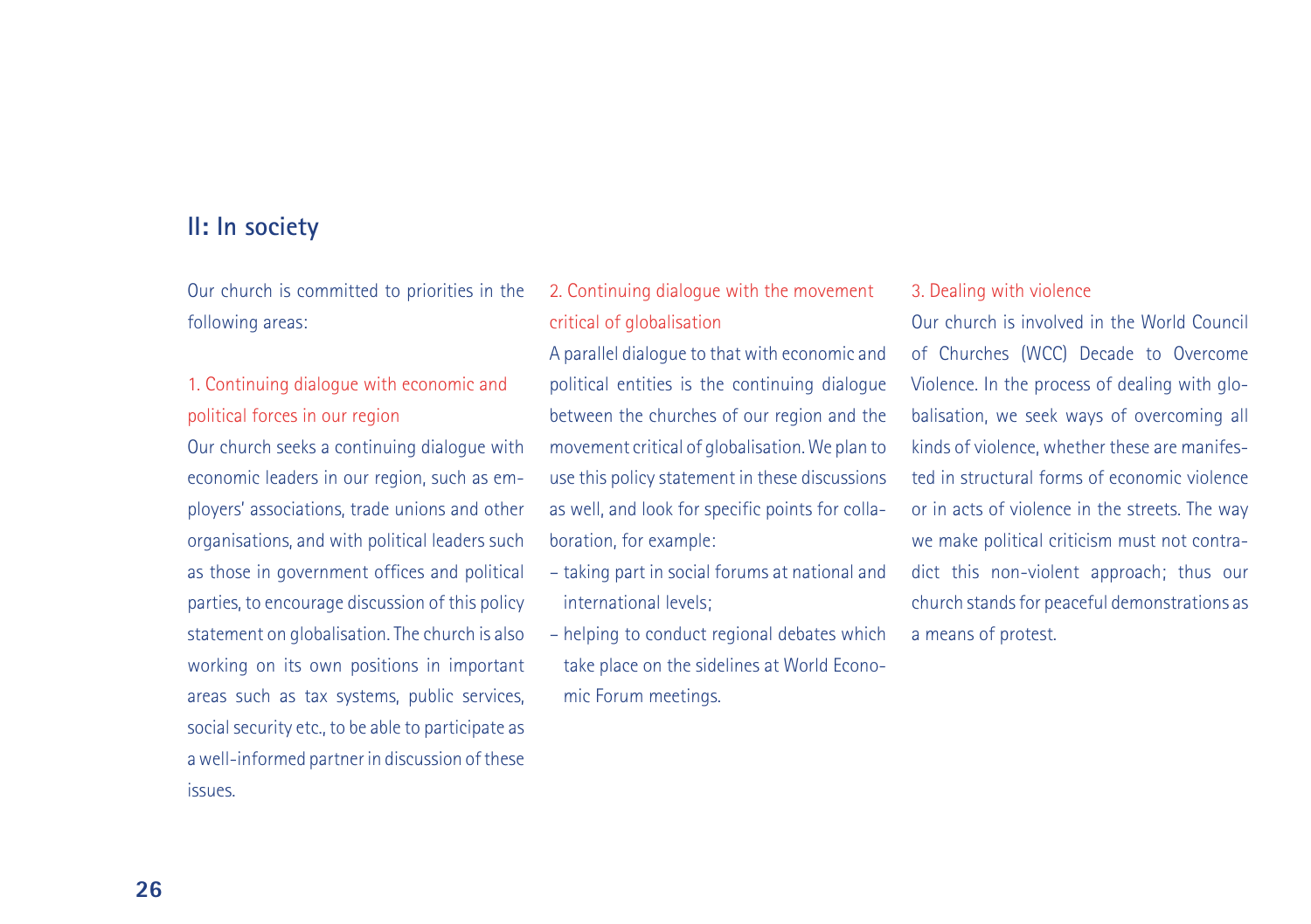## II: In society

Our church is committed to priorities in the following areas:

### 1. Continuing dialogue with economic and political forces in our region

Our church seeks a continuing dialogue with economic leaders in our region, such as employers' associations, trade unions and other organisations, and with political leaders such as those in government offices and political parties, to encourage discussion of this policy statement on globalisation. The church is also working on its own positions in important areas such as tax systems, public services, social security etc., to be able to participate as a well-informed partner in discussion of these issues.

### 2. Continuing dialogue with the movement critical of globalisation

A parallel dialogue to that with economic and political entities is the continuing dialogue between the churches of our region and the movement critical of globalisation. We plan to use this policy statement in these discussions as well, and look for specific points for collaboration, for example:

- taking part in social forums at national and international levels;
- helping to conduct regional debates which take place on the sidelines at World Economic Forum meetings.

### 3. Dealing with violence

Our church is involved in the World Council of Churches (WCC) Decade to Overcome Violence. In the process of dealing with globalisation, we seek ways of overcoming all kinds of violence, whether these are manifested in structural forms of economic violence or in acts of violence in the streets. The way we make political criticism must not contradict this non-violent approach; thus our church stands for peaceful demonstrations as a means of protest.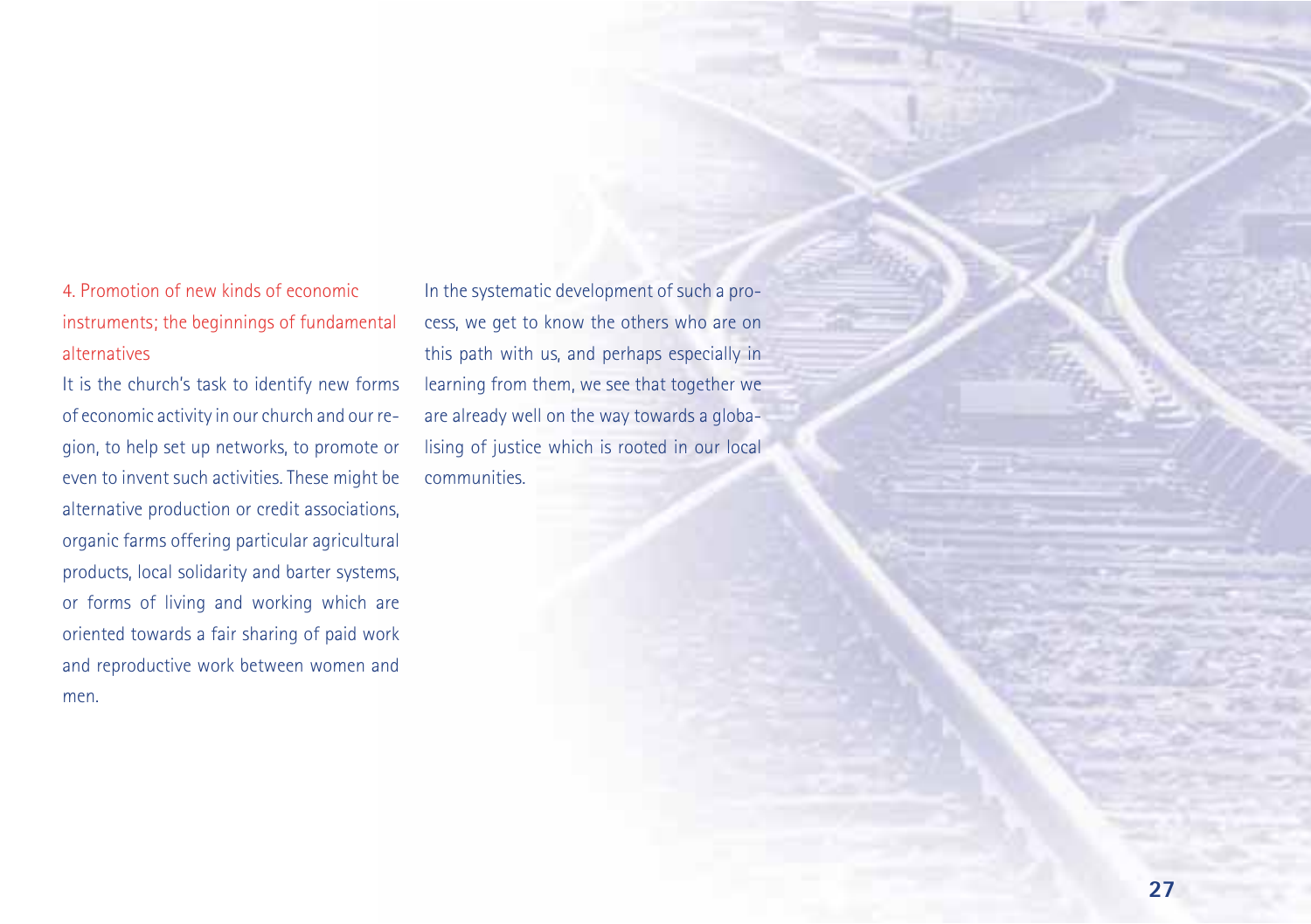### 4. Promotion of new kinds of economic instruments; the beginnings of fundamental alternatives

It is the church's task to identify new forms of economic activity in our church and our region, to help set up networks, to promote or even to invent such activities. These might be alternative production or credit associations, organic farms offering particular agricultural products, local solidarity and barter systems, or forms of living and working which are oriented towards a fair sharing of paid work and reproductive work between women and men.

In the systematic development of such a process, we get to know the others who are on this path with us, and perhaps especially in learning from them, we see that together we are already well on the way towards a globalising of justice which is rooted in our local communities.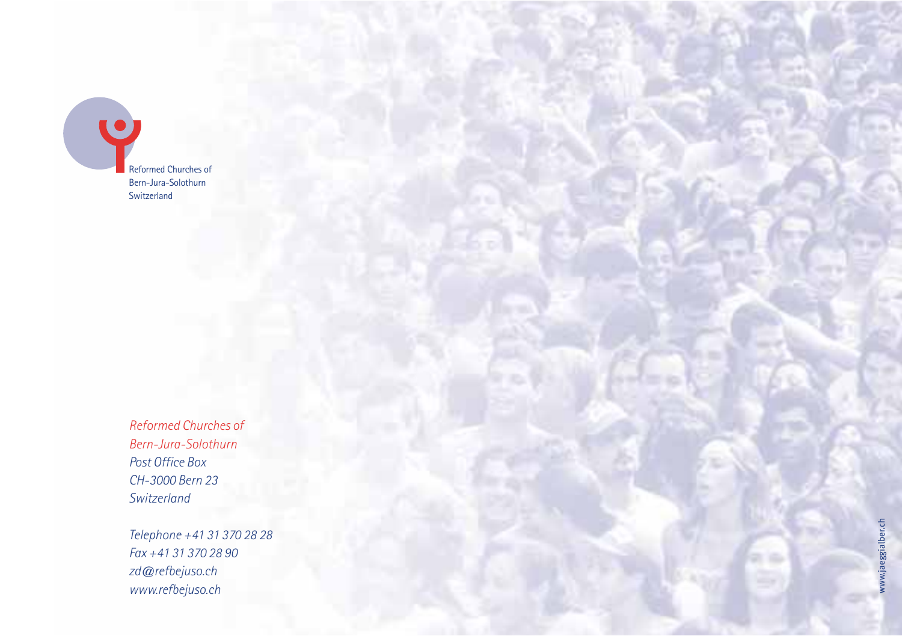Reformed Churches of
Bern-Jura-Solothurn
Switzerland

*Reformed Churches of*
*Bern-Jura-Solothurn*
*Post Office Box*
*CH-3000 Bern 23*
*Switzerland*

*Telephone +41 31 370 28 28*
*Fax +41 31 370 28 90*
*zd@refbejuso.ch*
*www.refbejuso.ch*

www.jaeggialber.ch